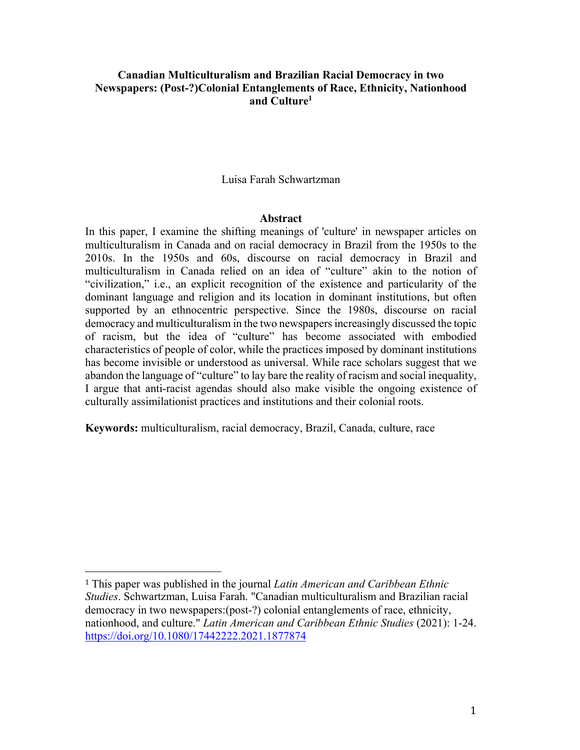# Canadian Multiculturalism and Brazilian Racial Democracy in two Newspapers: (Post-?)Colonial Entanglements of Race, Ethnicity, Nationhood and Culture[1]

Luisa Farah Schwartzman

## Abstract

In this paper, I examine the shifting meanings of 'culture' in newspaper articles on multiculturalism in Canada and on racial democracy in Brazil from the 1950s to the 2010s. In the 1950s and 60s, discourse on racial democracy in Brazil and multiculturalism in Canada relied on an idea of "culture" akin to the notion of "civilization," i.e., an explicit recognition of the existence and particularity of the dominant language and religion and its location in dominant institutions, but often supported by an ethnocentric perspective. Since the 1980s, discourse on racial democracy and multiculturalism in the two newspapers increasingly discussed the topic of racism, but the idea of "culture" has become associated with embodied characteristics of people of color, while the practices imposed by dominant institutions has become invisible or understood as universal. While race scholars suggest that we abandon the language of "culture" to lay bare the reality of racism and social inequality, I argue that anti-racist agendas should also make visible the ongoing existence of culturally assimilationist practices and institutions and their colonial roots.

**Keywords:** multiculturalism, racial democracy, Brazil, Canada, culture, race

---

[1] This paper was published in the journal *Latin American and Caribbean Ethnic Studies*. Schwartzman, Luisa Farah. "Canadian multiculturalism and Brazilian racial democracy in two newspapers:(post-?) colonial entanglements of race, ethnicity, nationhood, and culture." *Latin American and Caribbean Ethnic Studies* (2021): 1-24. https://doi.org/10.1080/17442222.2021.1877874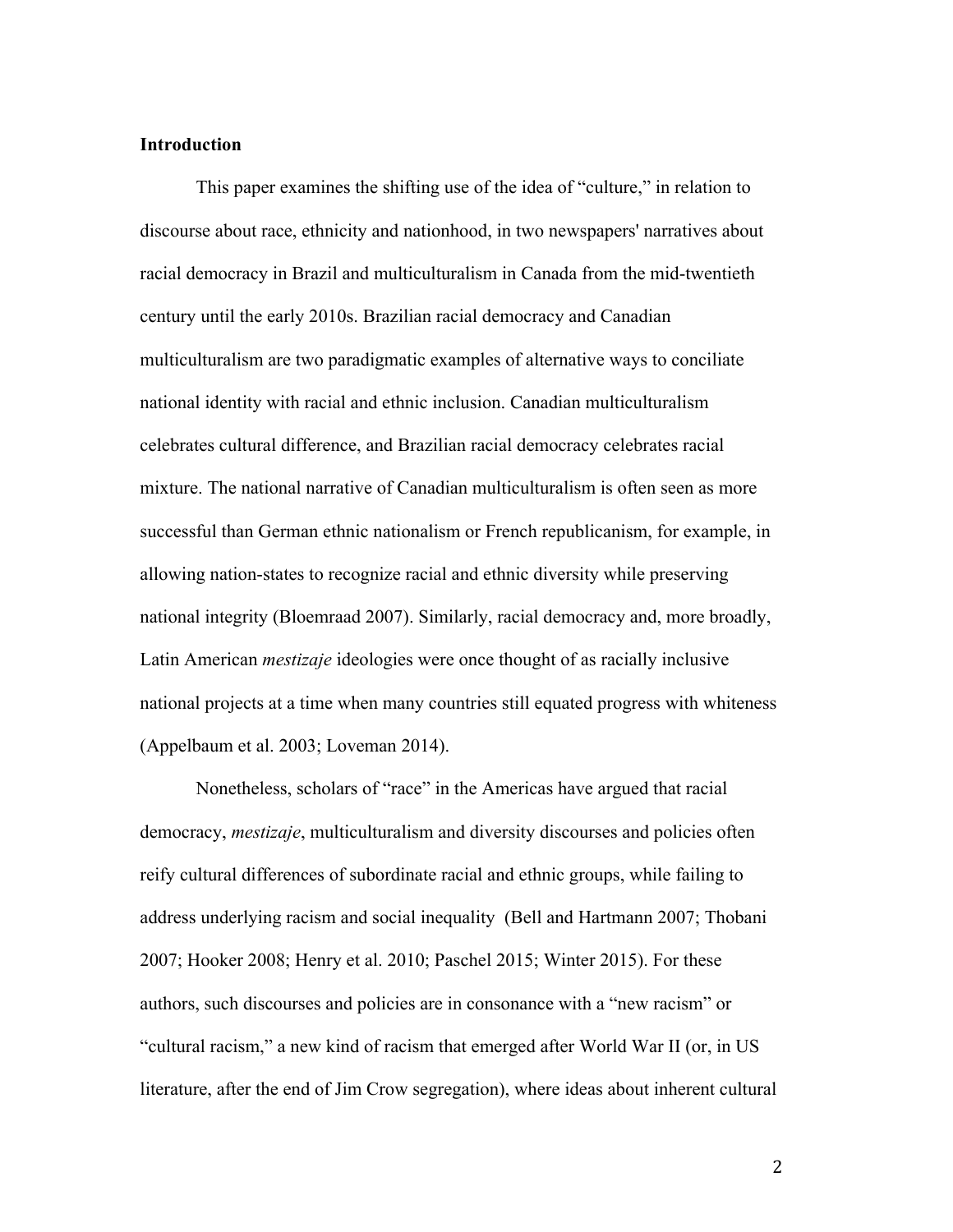**Introduction**

This paper examines the shifting use of the idea of "culture," in relation to discourse about race, ethnicity and nationhood, in two newspapers' narratives about racial democracy in Brazil and multiculturalism in Canada from the mid-twentieth century until the early 2010s. Brazilian racial democracy and Canadian multiculturalism are two paradigmatic examples of alternative ways to conciliate national identity with racial and ethnic inclusion. Canadian multiculturalism celebrates cultural difference, and Brazilian racial democracy celebrates racial mixture. The national narrative of Canadian multiculturalism is often seen as more successful than German ethnic nationalism or French republicanism, for example, in allowing nation-states to recognize racial and ethnic diversity while preserving national integrity (Bloemraad 2007). Similarly, racial democracy and, more broadly, Latin American *mestizaje* ideologies were once thought of as racially inclusive national projects at a time when many countries still equated progress with whiteness (Appelbaum et al. 2003; Loveman 2014).

Nonetheless, scholars of "race" in the Americas have argued that racial democracy, *mestizaje*, multiculturalism and diversity discourses and policies often reify cultural differences of subordinate racial and ethnic groups, while failing to address underlying racism and social inequality (Bell and Hartmann 2007; Thobani 2007; Hooker 2008; Henry et al. 2010; Paschel 2015; Winter 2015). For these authors, such discourses and policies are in consonance with a "new racism" or "cultural racism," a new kind of racism that emerged after World War II (or, in US literature, after the end of Jim Crow segregation), where ideas about inherent cultural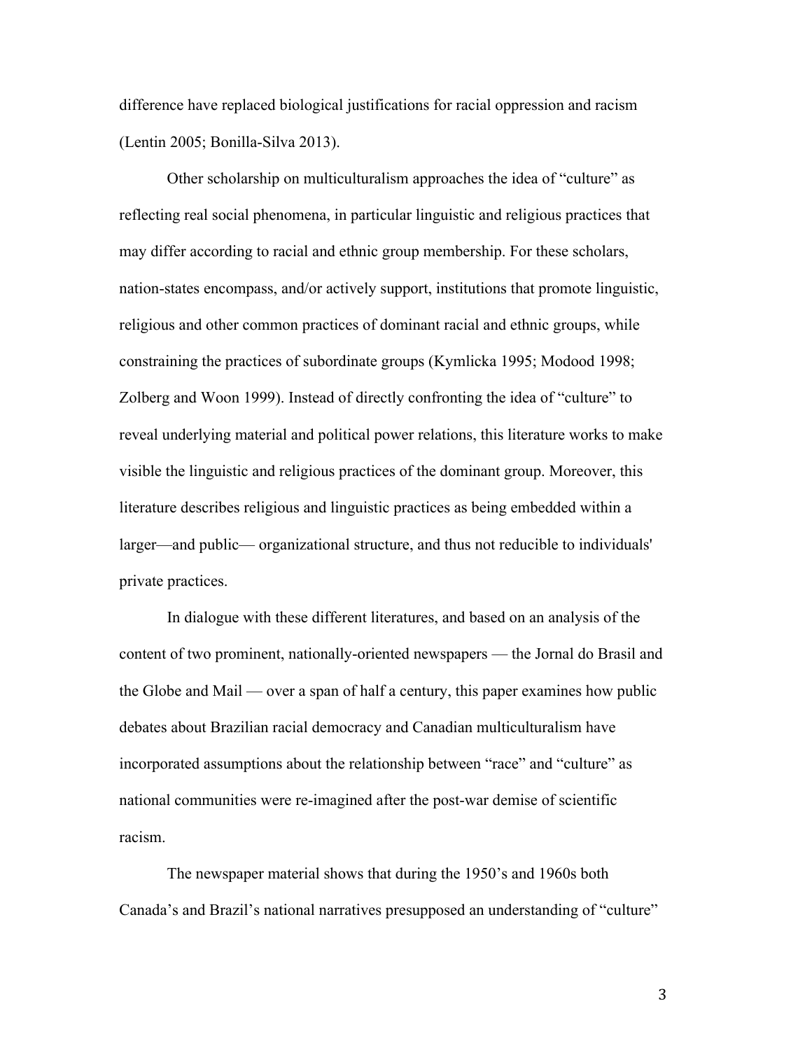difference have replaced biological justifications for racial oppression and racism (Lentin 2005; Bonilla-Silva 2013).

Other scholarship on multiculturalism approaches the idea of "culture" as reflecting real social phenomena, in particular linguistic and religious practices that may differ according to racial and ethnic group membership. For these scholars, nation-states encompass, and/or actively support, institutions that promote linguistic, religious and other common practices of dominant racial and ethnic groups, while constraining the practices of subordinate groups (Kymlicka 1995; Modood 1998; Zolberg and Woon 1999). Instead of directly confronting the idea of "culture" to reveal underlying material and political power relations, this literature works to make visible the linguistic and religious practices of the dominant group. Moreover, this literature describes religious and linguistic practices as being embedded within a larger—and public— organizational structure, and thus not reducible to individuals' private practices.

In dialogue with these different literatures, and based on an analysis of the content of two prominent, nationally-oriented newspapers — the Jornal do Brasil and the Globe and Mail — over a span of half a century, this paper examines how public debates about Brazilian racial democracy and Canadian multiculturalism have incorporated assumptions about the relationship between "race" and "culture" as national communities were re-imagined after the post-war demise of scientific racism.

The newspaper material shows that during the 1950's and 1960s both Canada's and Brazil's national narratives presupposed an understanding of "culture"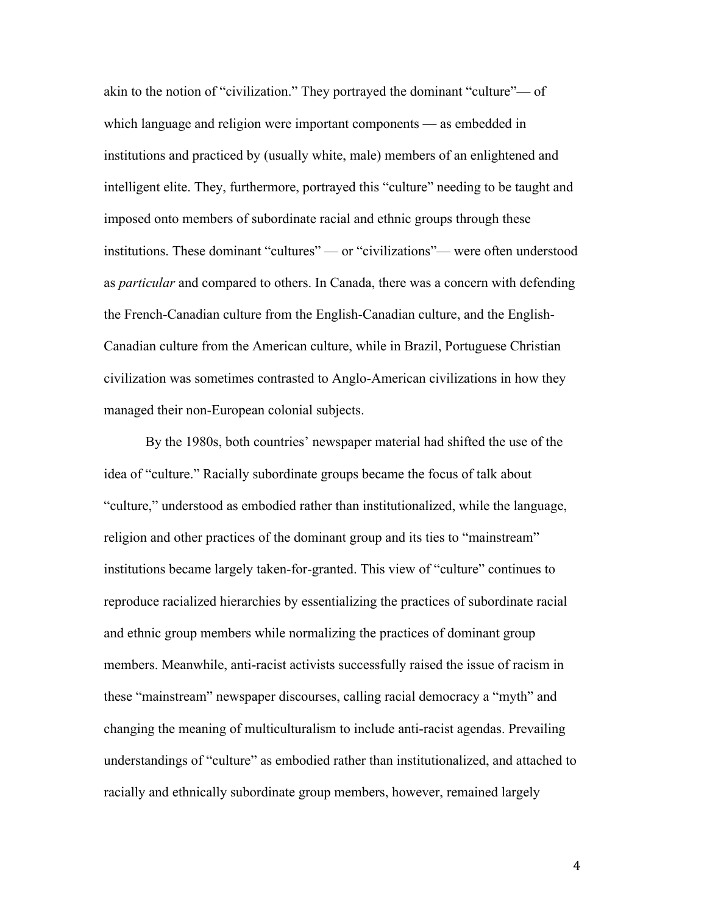akin to the notion of "civilization." They portrayed the dominant "culture"— of which language and religion were important components — as embedded in institutions and practiced by (usually white, male) members of an enlightened and intelligent elite. They, furthermore, portrayed this "culture" needing to be taught and imposed onto members of subordinate racial and ethnic groups through these institutions. These dominant "cultures" — or "civilizations"— were often understood as *particular* and compared to others. In Canada, there was a concern with defending the French-Canadian culture from the English-Canadian culture, and the English-Canadian culture from the American culture, while in Brazil, Portuguese Christian civilization was sometimes contrasted to Anglo-American civilizations in how they managed their non-European colonial subjects.

By the 1980s, both countries' newspaper material had shifted the use of the idea of "culture." Racially subordinate groups became the focus of talk about "culture," understood as embodied rather than institutionalized, while the language, religion and other practices of the dominant group and its ties to "mainstream" institutions became largely taken-for-granted. This view of "culture" continues to reproduce racialized hierarchies by essentializing the practices of subordinate racial and ethnic group members while normalizing the practices of dominant group members. Meanwhile, anti-racist activists successfully raised the issue of racism in these "mainstream" newspaper discourses, calling racial democracy a "myth" and changing the meaning of multiculturalism to include anti-racist agendas. Prevailing understandings of "culture" as embodied rather than institutionalized, and attached to racially and ethnically subordinate group members, however, remained largely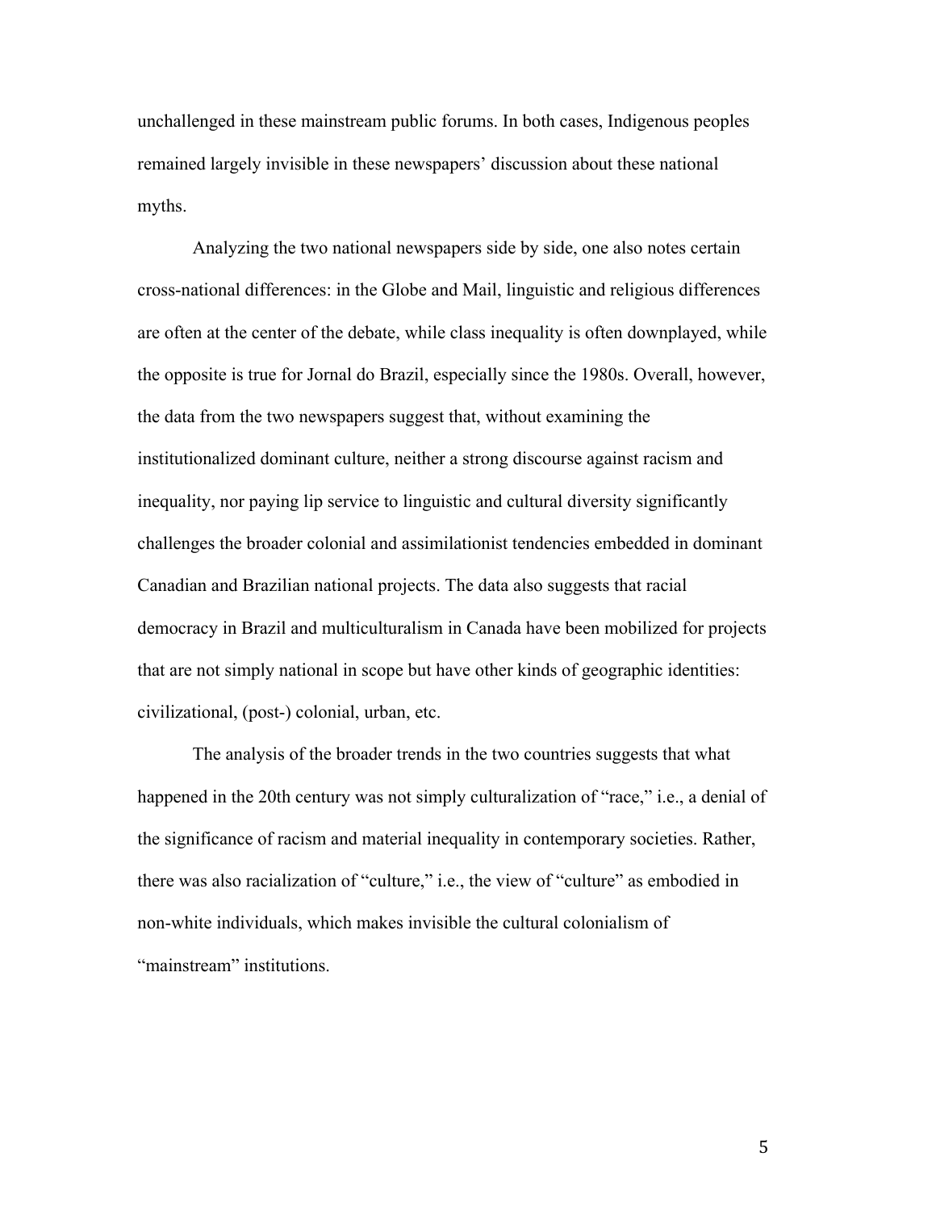unchallenged in these mainstream public forums. In both cases, Indigenous peoples remained largely invisible in these newspapers' discussion about these national myths.

Analyzing the two national newspapers side by side, one also notes certain cross-national differences: in the Globe and Mail, linguistic and religious differences are often at the center of the debate, while class inequality is often downplayed, while the opposite is true for Jornal do Brazil, especially since the 1980s. Overall, however, the data from the two newspapers suggest that, without examining the institutionalized dominant culture, neither a strong discourse against racism and inequality, nor paying lip service to linguistic and cultural diversity significantly challenges the broader colonial and assimilationist tendencies embedded in dominant Canadian and Brazilian national projects. The data also suggests that racial democracy in Brazil and multiculturalism in Canada have been mobilized for projects that are not simply national in scope but have other kinds of geographic identities: civilizational, (post-) colonial, urban, etc.

The analysis of the broader trends in the two countries suggests that what happened in the 20th century was not simply culturalization of "race," i.e., a denial of the significance of racism and material inequality in contemporary societies. Rather, there was also racialization of "culture," i.e., the view of "culture" as embodied in non-white individuals, which makes invisible the cultural colonialism of "mainstream" institutions.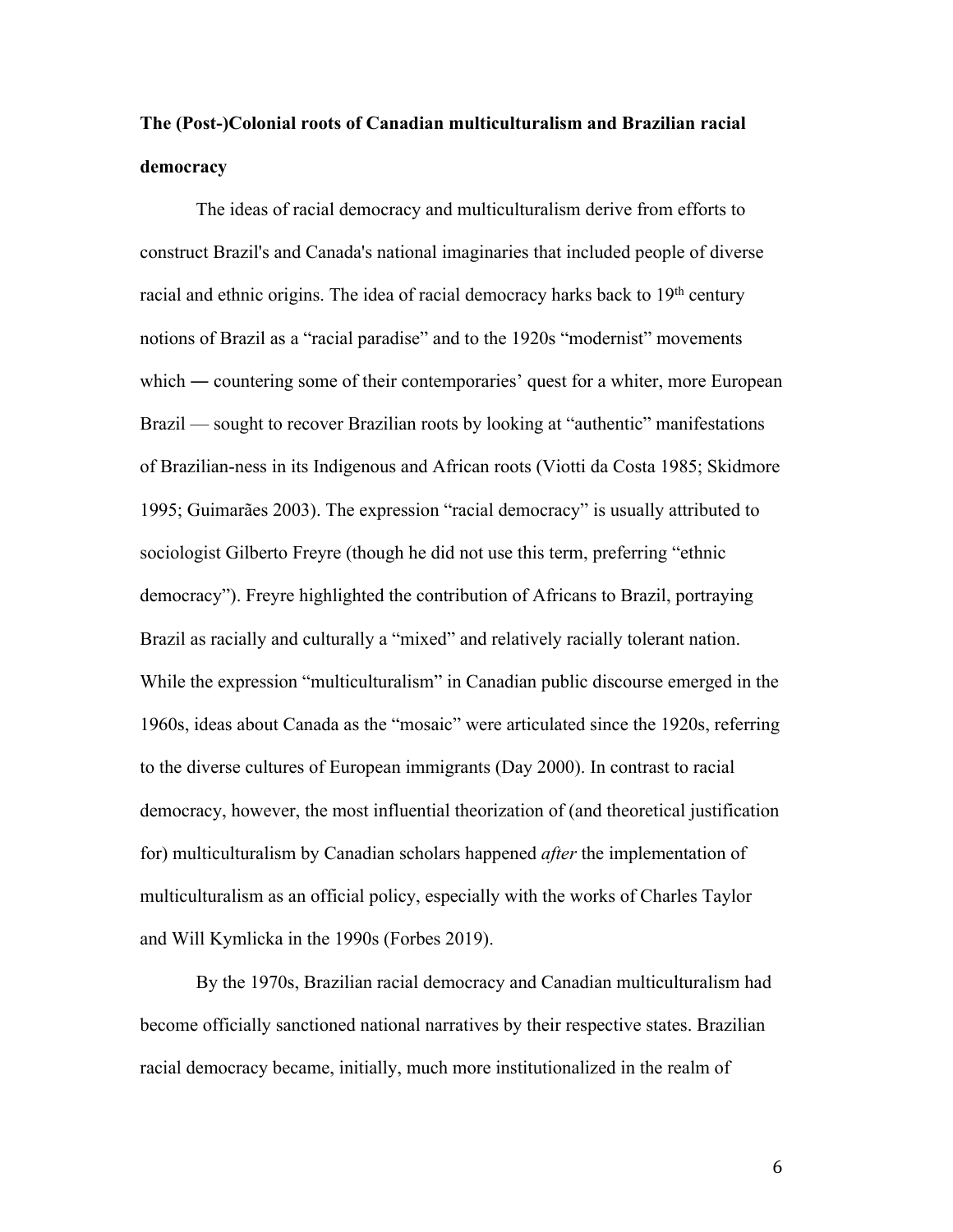**The (Post-)Colonial roots of Canadian multiculturalism and Brazilian racial democracy**

The ideas of racial democracy and multiculturalism derive from efforts to construct Brazil's and Canada's national imaginaries that included people of diverse racial and ethnic origins. The idea of racial democracy harks back to 19th century notions of Brazil as a "racial paradise" and to the 1920s "modernist" movements which — countering some of their contemporaries' quest for a whiter, more European Brazil — sought to recover Brazilian roots by looking at "authentic" manifestations of Brazilian-ness in its Indigenous and African roots (Viotti da Costa 1985; Skidmore 1995; Guimarães 2003). The expression "racial democracy" is usually attributed to sociologist Gilberto Freyre (though he did not use this term, preferring "ethnic democracy"). Freyre highlighted the contribution of Africans to Brazil, portraying Brazil as racially and culturally a "mixed" and relatively racially tolerant nation. While the expression "multiculturalism" in Canadian public discourse emerged in the 1960s, ideas about Canada as the "mosaic" were articulated since the 1920s, referring to the diverse cultures of European immigrants (Day 2000). In contrast to racial democracy, however, the most influential theorization of (and theoretical justification for) multiculturalism by Canadian scholars happened *after* the implementation of multiculturalism as an official policy, especially with the works of Charles Taylor and Will Kymlicka in the 1990s (Forbes 2019).

By the 1970s, Brazilian racial democracy and Canadian multiculturalism had become officially sanctioned national narratives by their respective states. Brazilian racial democracy became, initially, much more institutionalized in the realm of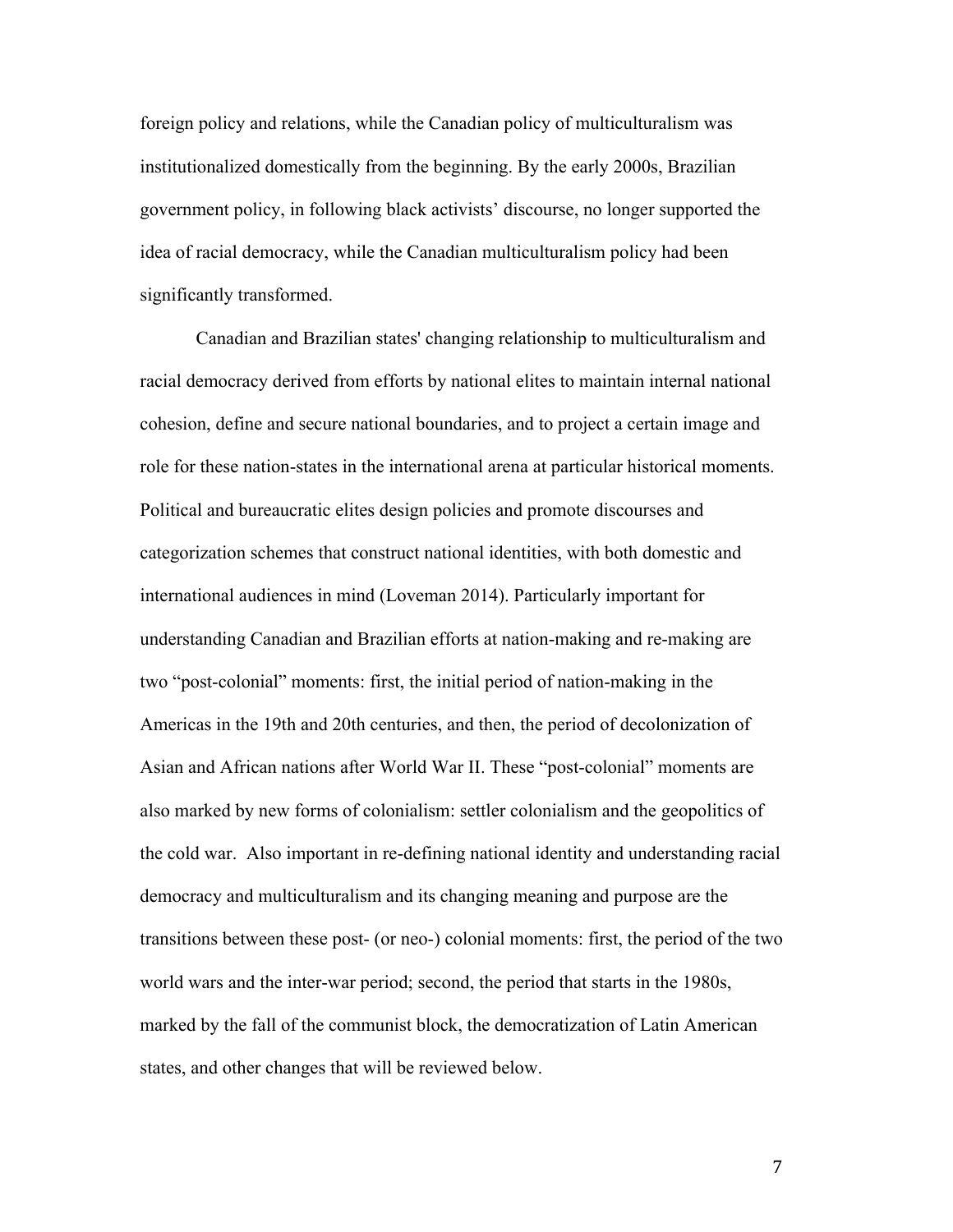foreign policy and relations, while the Canadian policy of multiculturalism was institutionalized domestically from the beginning. By the early 2000s, Brazilian government policy, in following black activists' discourse, no longer supported the idea of racial democracy, while the Canadian multiculturalism policy had been significantly transformed.

Canadian and Brazilian states' changing relationship to multiculturalism and racial democracy derived from efforts by national elites to maintain internal national cohesion, define and secure national boundaries, and to project a certain image and role for these nation-states in the international arena at particular historical moments. Political and bureaucratic elites design policies and promote discourses and categorization schemes that construct national identities, with both domestic and international audiences in mind (Loveman 2014). Particularly important for understanding Canadian and Brazilian efforts at nation-making and re-making are two "post-colonial" moments: first, the initial period of nation-making in the Americas in the 19th and 20th centuries, and then, the period of decolonization of Asian and African nations after World War II. These "post-colonial" moments are also marked by new forms of colonialism: settler colonialism and the geopolitics of the cold war. Also important in re-defining national identity and understanding racial democracy and multiculturalism and its changing meaning and purpose are the transitions between these post- (or neo-) colonial moments: first, the period of the two world wars and the inter-war period; second, the period that starts in the 1980s, marked by the fall of the communist block, the democratization of Latin American states, and other changes that will be reviewed below.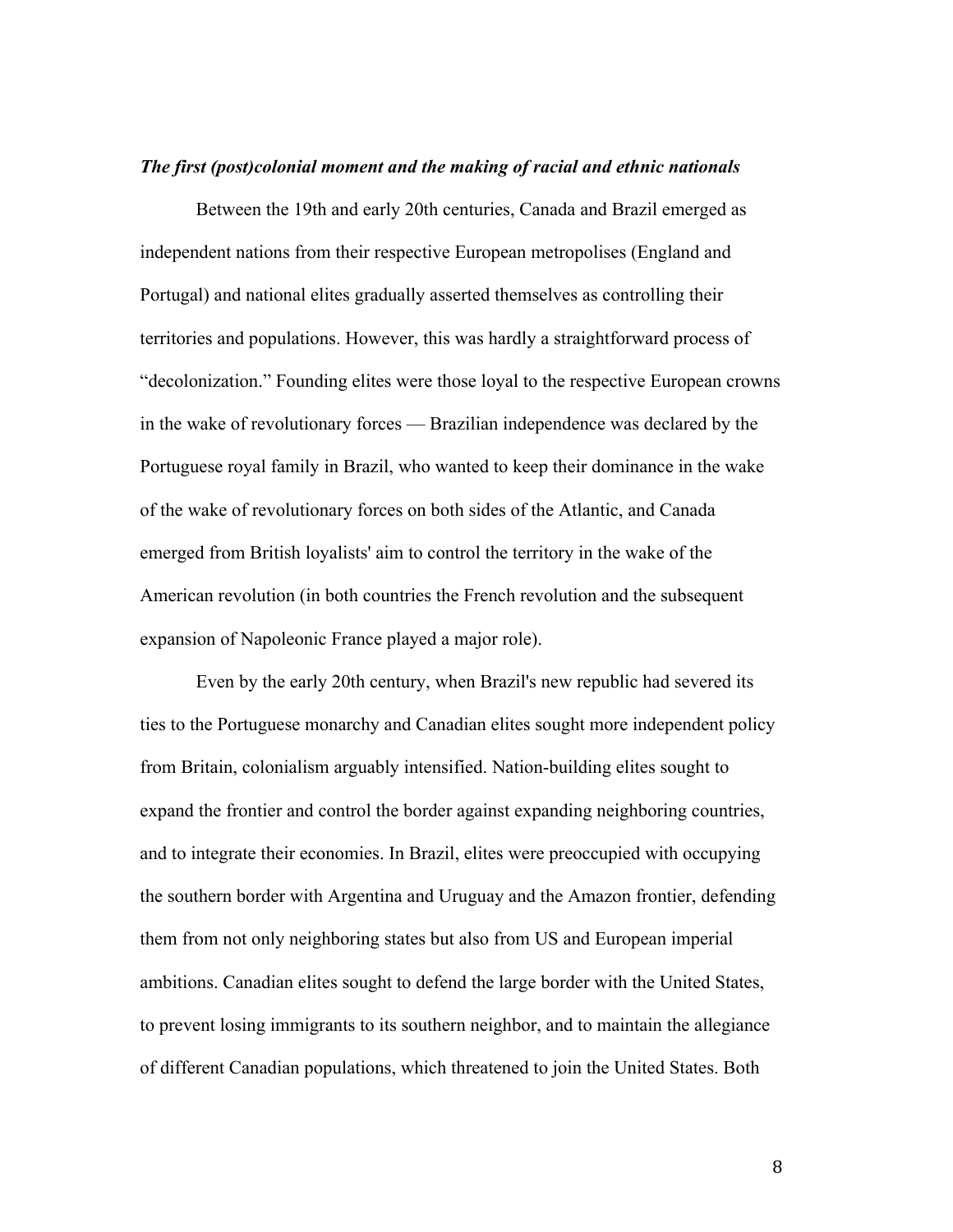***The first (post)colonial moment and the making of racial and ethnic nationals***

Between the 19th and early 20th centuries, Canada and Brazil emerged as independent nations from their respective European metropolises (England and Portugal) and national elites gradually asserted themselves as controlling their territories and populations. However, this was hardly a straightforward process of "decolonization." Founding elites were those loyal to the respective European crowns in the wake of revolutionary forces — Brazilian independence was declared by the Portuguese royal family in Brazil, who wanted to keep their dominance in the wake of the wake of revolutionary forces on both sides of the Atlantic, and Canada emerged from British loyalists' aim to control the territory in the wake of the American revolution (in both countries the French revolution and the subsequent expansion of Napoleonic France played a major role).

Even by the early 20th century, when Brazil's new republic had severed its ties to the Portuguese monarchy and Canadian elites sought more independent policy from Britain, colonialism arguably intensified. Nation-building elites sought to expand the frontier and control the border against expanding neighboring countries, and to integrate their economies. In Brazil, elites were preoccupied with occupying the southern border with Argentina and Uruguay and the Amazon frontier, defending them from not only neighboring states but also from US and European imperial ambitions. Canadian elites sought to defend the large border with the United States, to prevent losing immigrants to its southern neighbor, and to maintain the allegiance of different Canadian populations, which threatened to join the United States. Both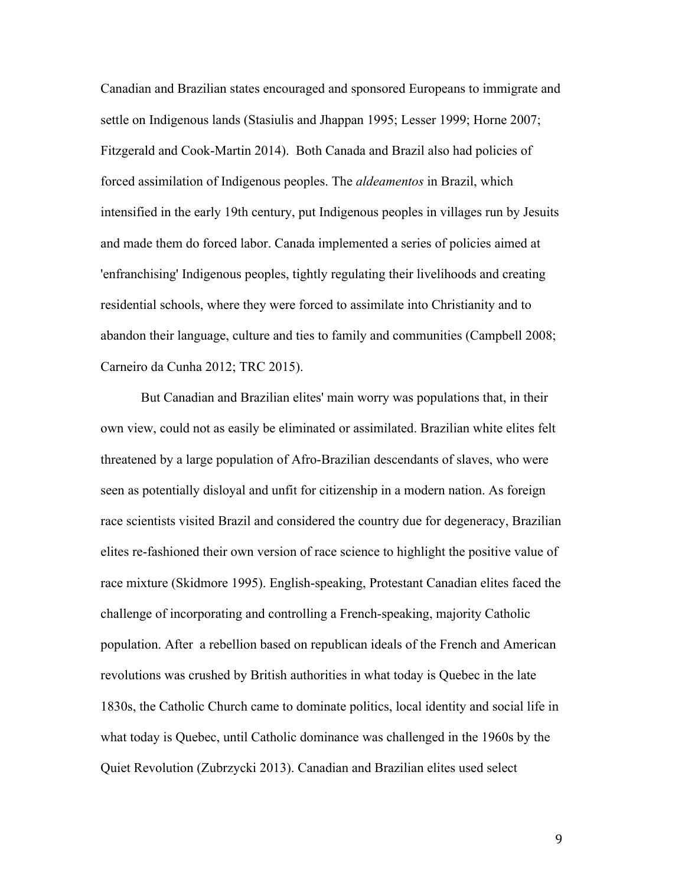Canadian and Brazilian states encouraged and sponsored Europeans to immigrate and settle on Indigenous lands (Stasiulis and Jhappan 1995; Lesser 1999; Horne 2007; Fitzgerald and Cook-Martin 2014). Both Canada and Brazil also had policies of forced assimilation of Indigenous peoples. The *aldeamentos* in Brazil, which intensified in the early 19th century, put Indigenous peoples in villages run by Jesuits and made them do forced labor. Canada implemented a series of policies aimed at 'enfranchising' Indigenous peoples, tightly regulating their livelihoods and creating residential schools, where they were forced to assimilate into Christianity and to abandon their language, culture and ties to family and communities (Campbell 2008; Carneiro da Cunha 2012; TRC 2015).

But Canadian and Brazilian elites' main worry was populations that, in their own view, could not as easily be eliminated or assimilated. Brazilian white elites felt threatened by a large population of Afro-Brazilian descendants of slaves, who were seen as potentially disloyal and unfit for citizenship in a modern nation. As foreign race scientists visited Brazil and considered the country due for degeneracy, Brazilian elites re-fashioned their own version of race science to highlight the positive value of race mixture (Skidmore 1995). English-speaking, Protestant Canadian elites faced the challenge of incorporating and controlling a French-speaking, majority Catholic population. After a rebellion based on republican ideals of the French and American revolutions was crushed by British authorities in what today is Quebec in the late 1830s, the Catholic Church came to dominate politics, local identity and social life in what today is Quebec, until Catholic dominance was challenged in the 1960s by the Quiet Revolution (Zubrzycki 2013). Canadian and Brazilian elites used select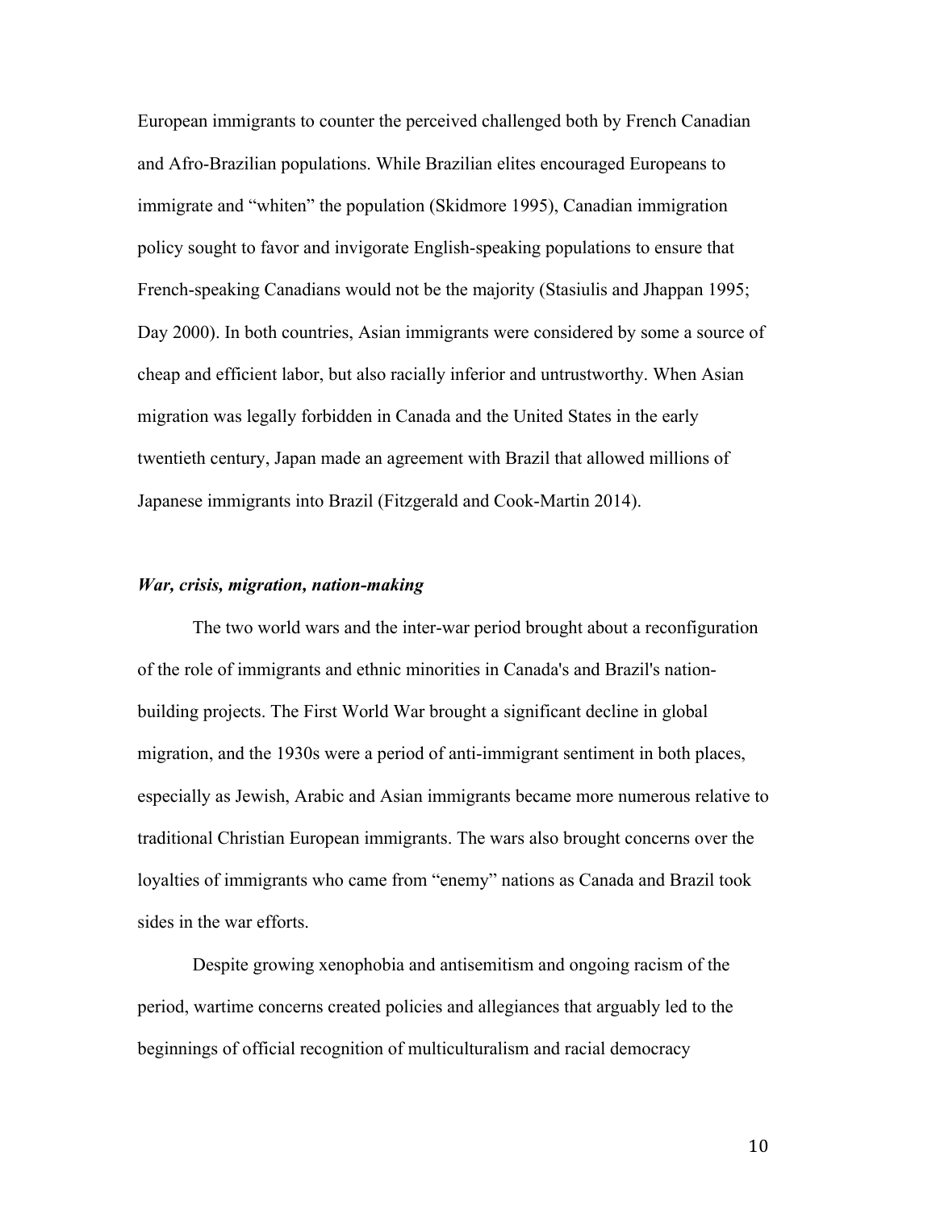European immigrants to counter the perceived challenged both by French Canadian and Afro-Brazilian populations. While Brazilian elites encouraged Europeans to immigrate and "whiten" the population (Skidmore 1995), Canadian immigration policy sought to favor and invigorate English-speaking populations to ensure that French-speaking Canadians would not be the majority (Stasiulis and Jhappan 1995; Day 2000). In both countries, Asian immigrants were considered by some a source of cheap and efficient labor, but also racially inferior and untrustworthy. When Asian migration was legally forbidden in Canada and the United States in the early twentieth century, Japan made an agreement with Brazil that allowed millions of Japanese immigrants into Brazil (Fitzgerald and Cook-Martin 2014).

### ***War, crisis, migration, nation-making***

The two world wars and the inter-war period brought about a reconfiguration of the role of immigrants and ethnic minorities in Canada's and Brazil's nation-building projects. The First World War brought a significant decline in global migration, and the 1930s were a period of anti-immigrant sentiment in both places, especially as Jewish, Arabic and Asian immigrants became more numerous relative to traditional Christian European immigrants. The wars also brought concerns over the loyalties of immigrants who came from "enemy" nations as Canada and Brazil took sides in the war efforts.

Despite growing xenophobia and antisemitism and ongoing racism of the period, wartime concerns created policies and allegiances that arguably led to the beginnings of official recognition of multiculturalism and racial democracy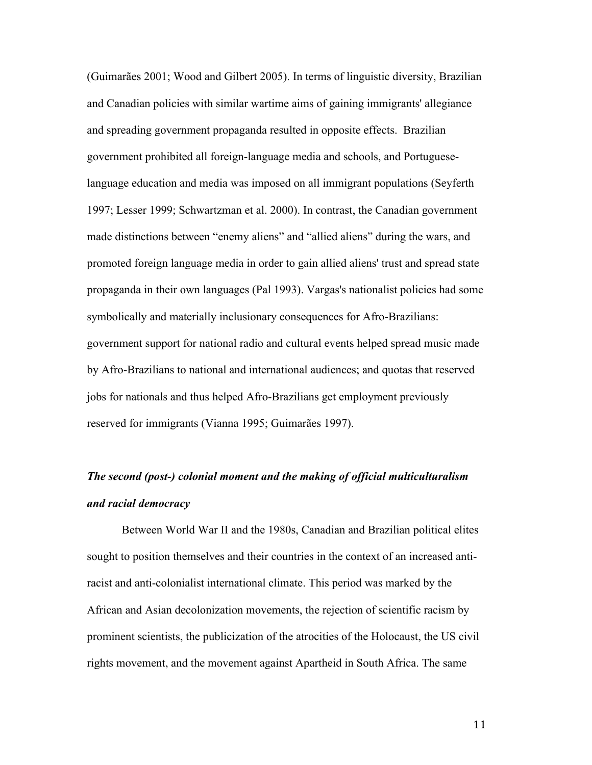(Guimarães 2001; Wood and Gilbert 2005). In terms of linguistic diversity, Brazilian and Canadian policies with similar wartime aims of gaining immigrants' allegiance and spreading government propaganda resulted in opposite effects. Brazilian government prohibited all foreign-language media and schools, and Portuguese-language education and media was imposed on all immigrant populations (Seyferth 1997; Lesser 1999; Schwartzman et al. 2000). In contrast, the Canadian government made distinctions between "enemy aliens" and "allied aliens" during the wars, and promoted foreign language media in order to gain allied aliens' trust and spread state propaganda in their own languages (Pal 1993). Vargas's nationalist policies had some symbolically and materially inclusionary consequences for Afro-Brazilians: government support for national radio and cultural events helped spread music made by Afro-Brazilians to national and international audiences; and quotas that reserved jobs for nationals and thus helped Afro-Brazilians get employment previously reserved for immigrants (Vianna 1995; Guimarães 1997).

***The second (post-) colonial moment and the making of official multiculturalism and racial democracy***

Between World War II and the 1980s, Canadian and Brazilian political elites sought to position themselves and their countries in the context of an increased anti-racist and anti-colonialist international climate. This period was marked by the African and Asian decolonization movements, the rejection of scientific racism by prominent scientists, the publicization of the atrocities of the Holocaust, the US civil rights movement, and the movement against Apartheid in South Africa. The same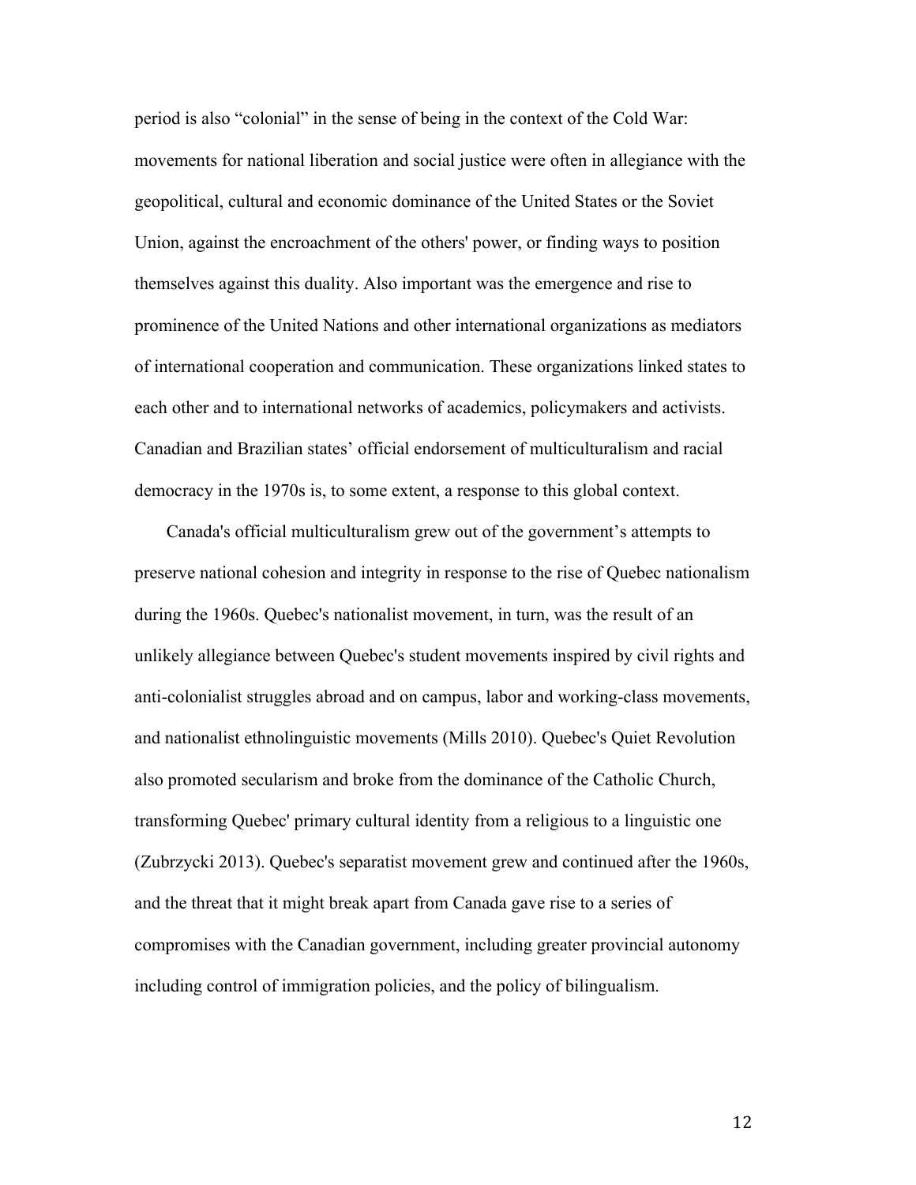period is also "colonial" in the sense of being in the context of the Cold War: movements for national liberation and social justice were often in allegiance with the geopolitical, cultural and economic dominance of the United States or the Soviet Union, against the encroachment of the others' power, or finding ways to position themselves against this duality. Also important was the emergence and rise to prominence of the United Nations and other international organizations as mediators of international cooperation and communication. These organizations linked states to each other and to international networks of academics, policymakers and activists. Canadian and Brazilian states' official endorsement of multiculturalism and racial democracy in the 1970s is, to some extent, a response to this global context.

Canada's official multiculturalism grew out of the government's attempts to preserve national cohesion and integrity in response to the rise of Quebec nationalism during the 1960s. Quebec's nationalist movement, in turn, was the result of an unlikely allegiance between Quebec's student movements inspired by civil rights and anti-colonialist struggles abroad and on campus, labor and working-class movements, and nationalist ethnolinguistic movements (Mills 2010). Quebec's Quiet Revolution also promoted secularism and broke from the dominance of the Catholic Church, transforming Quebec' primary cultural identity from a religious to a linguistic one (Zubrzycki 2013). Quebec's separatist movement grew and continued after the 1960s, and the threat that it might break apart from Canada gave rise to a series of compromises with the Canadian government, including greater provincial autonomy including control of immigration policies, and the policy of bilingualism.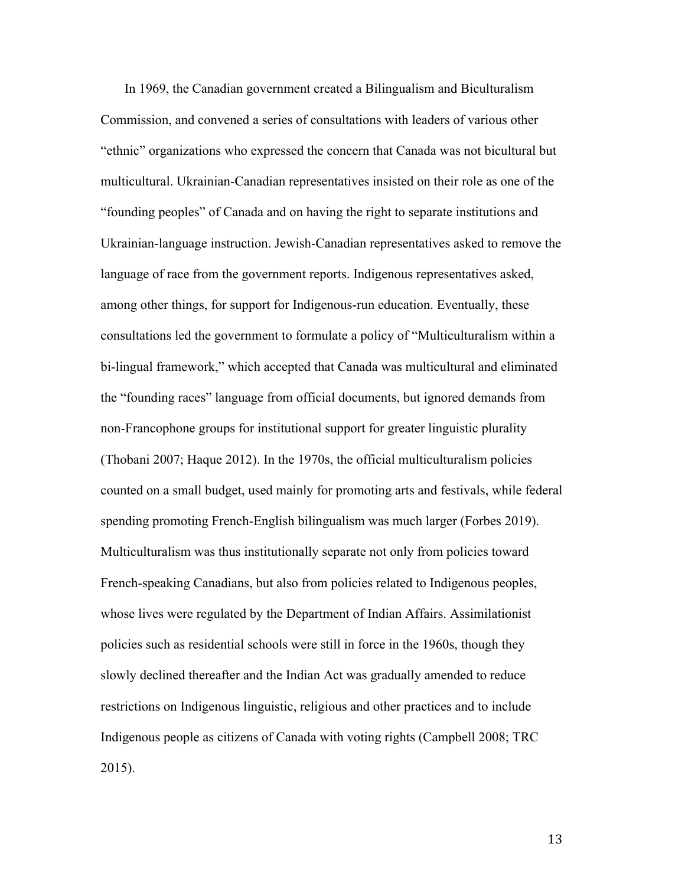In 1969, the Canadian government created a Bilingualism and Biculturalism Commission, and convened a series of consultations with leaders of various other "ethnic" organizations who expressed the concern that Canada was not bicultural but multicultural. Ukrainian-Canadian representatives insisted on their role as one of the "founding peoples" of Canada and on having the right to separate institutions and Ukrainian-language instruction. Jewish-Canadian representatives asked to remove the language of race from the government reports. Indigenous representatives asked, among other things, for support for Indigenous-run education. Eventually, these consultations led the government to formulate a policy of "Multiculturalism within a bi-lingual framework," which accepted that Canada was multicultural and eliminated the "founding races" language from official documents, but ignored demands from non-Francophone groups for institutional support for greater linguistic plurality (Thobani 2007; Haque 2012). In the 1970s, the official multiculturalism policies counted on a small budget, used mainly for promoting arts and festivals, while federal spending promoting French-English bilingualism was much larger (Forbes 2019). Multiculturalism was thus institutionally separate not only from policies toward French-speaking Canadians, but also from policies related to Indigenous peoples, whose lives were regulated by the Department of Indian Affairs. Assimilationist policies such as residential schools were still in force in the 1960s, though they slowly declined thereafter and the Indian Act was gradually amended to reduce restrictions on Indigenous linguistic, religious and other practices and to include Indigenous people as citizens of Canada with voting rights (Campbell 2008; TRC 2015).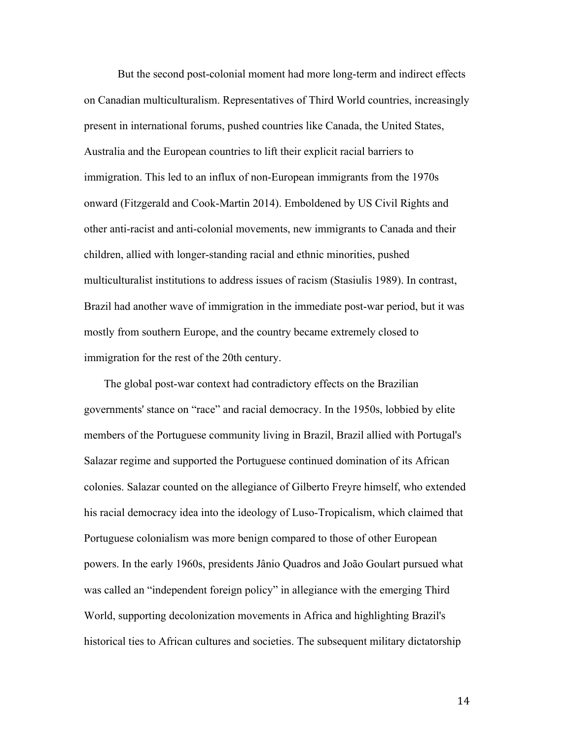But the second post-colonial moment had more long-term and indirect effects on Canadian multiculturalism. Representatives of Third World countries, increasingly present in international forums, pushed countries like Canada, the United States, Australia and the European countries to lift their explicit racial barriers to immigration. This led to an influx of non-European immigrants from the 1970s onward (Fitzgerald and Cook-Martin 2014). Emboldened by US Civil Rights and other anti-racist and anti-colonial movements, new immigrants to Canada and their children, allied with longer-standing racial and ethnic minorities, pushed multiculturalist institutions to address issues of racism (Stasiulis 1989). In contrast, Brazil had another wave of immigration in the immediate post-war period, but it was mostly from southern Europe, and the country became extremely closed to immigration for the rest of the 20th century.

The global post-war context had contradictory effects on the Brazilian governments' stance on "race" and racial democracy. In the 1950s, lobbied by elite members of the Portuguese community living in Brazil, Brazil allied with Portugal's Salazar regime and supported the Portuguese continued domination of its African colonies. Salazar counted on the allegiance of Gilberto Freyre himself, who extended his racial democracy idea into the ideology of Luso-Tropicalism, which claimed that Portuguese colonialism was more benign compared to those of other European powers. In the early 1960s, presidents Jânio Quadros and João Goulart pursued what was called an "independent foreign policy" in allegiance with the emerging Third World, supporting decolonization movements in Africa and highlighting Brazil's historical ties to African cultures and societies. The subsequent military dictatorship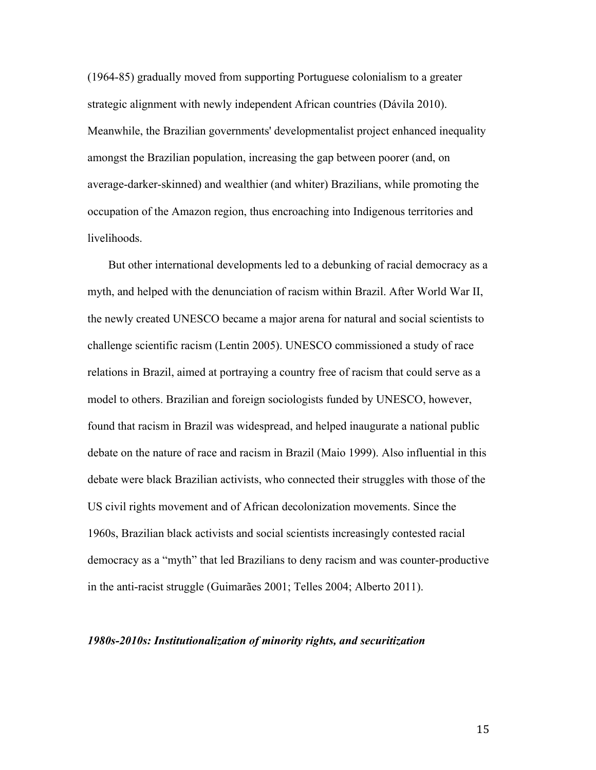(1964-85) gradually moved from supporting Portuguese colonialism to a greater strategic alignment with newly independent African countries (Dávila 2010). Meanwhile, the Brazilian governments' developmentalist project enhanced inequality amongst the Brazilian population, increasing the gap between poorer (and, on average-darker-skinned) and wealthier (and whiter) Brazilians, while promoting the occupation of the Amazon region, thus encroaching into Indigenous territories and livelihoods.

But other international developments led to a debunking of racial democracy as a myth, and helped with the denunciation of racism within Brazil. After World War II, the newly created UNESCO became a major arena for natural and social scientists to challenge scientific racism (Lentin 2005). UNESCO commissioned a study of race relations in Brazil, aimed at portraying a country free of racism that could serve as a model to others. Brazilian and foreign sociologists funded by UNESCO, however, found that racism in Brazil was widespread, and helped inaugurate a national public debate on the nature of race and racism in Brazil (Maio 1999). Also influential in this debate were black Brazilian activists, who connected their struggles with those of the US civil rights movement and of African decolonization movements. Since the 1960s, Brazilian black activists and social scientists increasingly contested racial democracy as a "myth" that led Brazilians to deny racism and was counter-productive in the anti-racist struggle (Guimarães 2001; Telles 2004; Alberto 2011).

### *1980s-2010s: Institutionalization of minority rights, and securitization*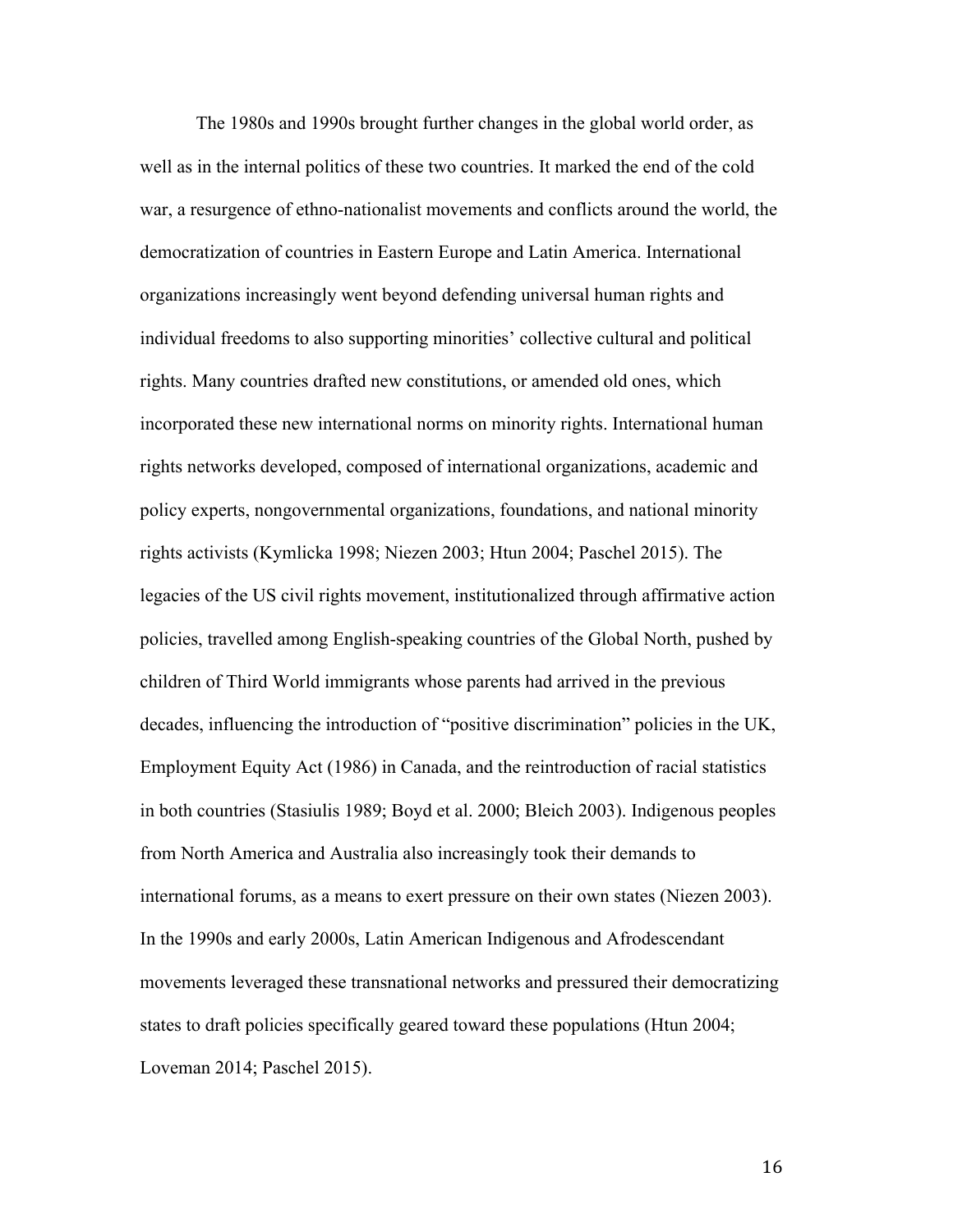The 1980s and 1990s brought further changes in the global world order, as well as in the internal politics of these two countries. It marked the end of the cold war, a resurgence of ethno-nationalist movements and conflicts around the world, the democratization of countries in Eastern Europe and Latin America. International organizations increasingly went beyond defending universal human rights and individual freedoms to also supporting minorities' collective cultural and political rights. Many countries drafted new constitutions, or amended old ones, which incorporated these new international norms on minority rights. International human rights networks developed, composed of international organizations, academic and policy experts, nongovernmental organizations, foundations, and national minority rights activists (Kymlicka 1998; Niezen 2003; Htun 2004; Paschel 2015). The legacies of the US civil rights movement, institutionalized through affirmative action policies, travelled among English-speaking countries of the Global North, pushed by children of Third World immigrants whose parents had arrived in the previous decades, influencing the introduction of "positive discrimination" policies in the UK, Employment Equity Act (1986) in Canada, and the reintroduction of racial statistics in both countries (Stasiulis 1989; Boyd et al. 2000; Bleich 2003). Indigenous peoples from North America and Australia also increasingly took their demands to international forums, as a means to exert pressure on their own states (Niezen 2003). In the 1990s and early 2000s, Latin American Indigenous and Afrodescendant movements leveraged these transnational networks and pressured their democratizing states to draft policies specifically geared toward these populations (Htun 2004; Loveman 2014; Paschel 2015).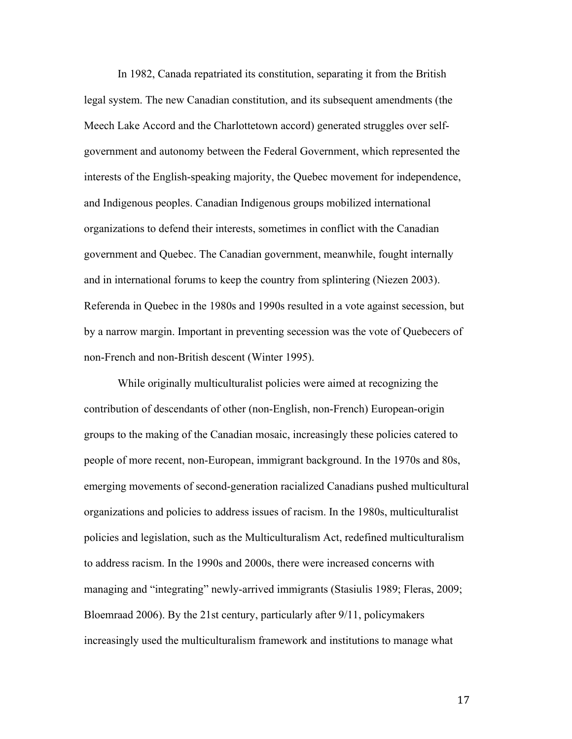In 1982, Canada repatriated its constitution, separating it from the British legal system. The new Canadian constitution, and its subsequent amendments (the Meech Lake Accord and the Charlottetown accord) generated struggles over self-government and autonomy between the Federal Government, which represented the interests of the English-speaking majority, the Quebec movement for independence, and Indigenous peoples. Canadian Indigenous groups mobilized international organizations to defend their interests, sometimes in conflict with the Canadian government and Quebec. The Canadian government, meanwhile, fought internally and in international forums to keep the country from splintering (Niezen 2003). Referenda in Quebec in the 1980s and 1990s resulted in a vote against secession, but by a narrow margin. Important in preventing secession was the vote of Quebecers of non-French and non-British descent (Winter 1995).

While originally multiculturalist policies were aimed at recognizing the contribution of descendants of other (non-English, non-French) European-origin groups to the making of the Canadian mosaic, increasingly these policies catered to people of more recent, non-European, immigrant background. In the 1970s and 80s, emerging movements of second-generation racialized Canadians pushed multicultural organizations and policies to address issues of racism. In the 1980s, multiculturalist policies and legislation, such as the Multiculturalism Act, redefined multiculturalism to address racism. In the 1990s and 2000s, there were increased concerns with managing and "integrating" newly-arrived immigrants (Stasiulis 1989; Fleras, 2009; Bloemraad 2006). By the 21st century, particularly after 9/11, policymakers increasingly used the multiculturalism framework and institutions to manage what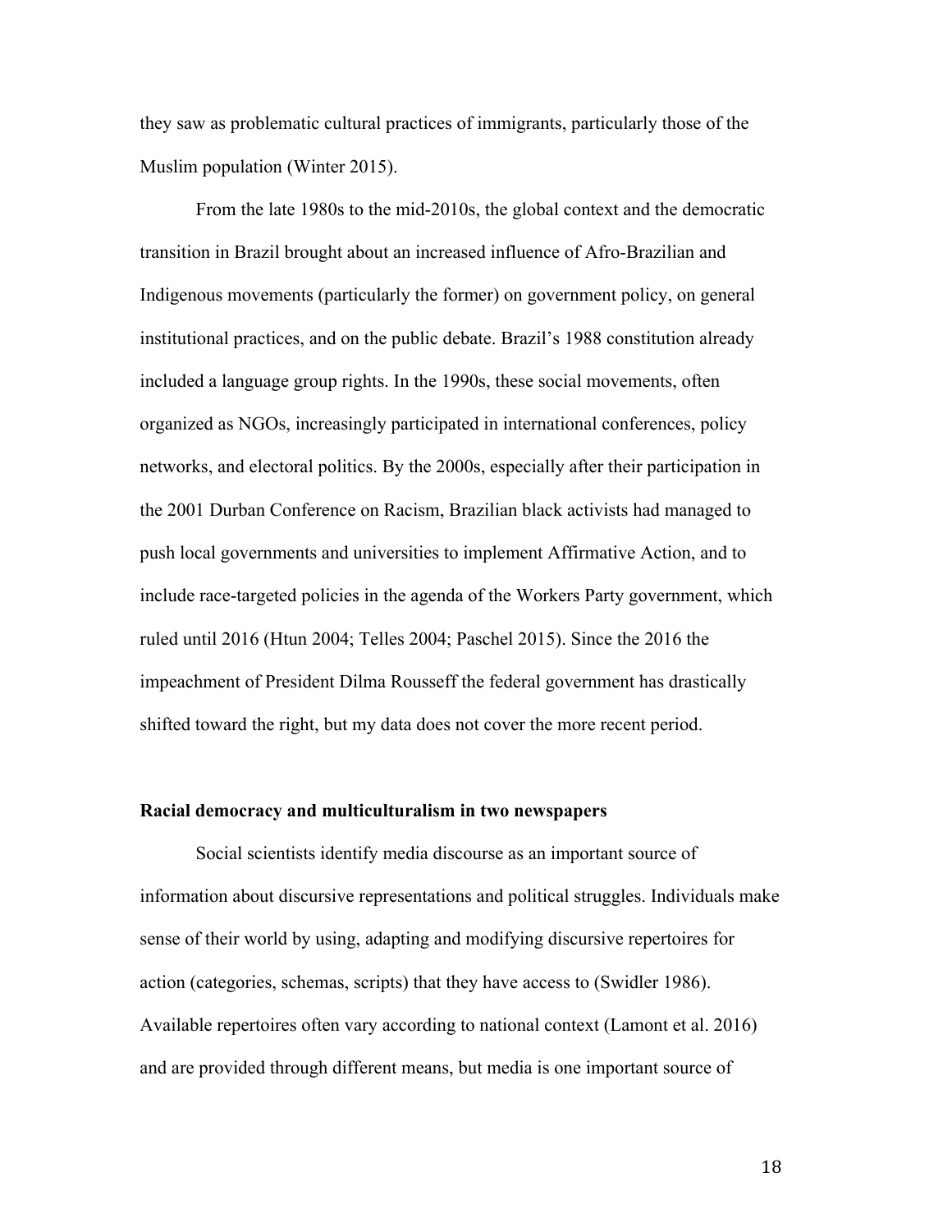they saw as problematic cultural practices of immigrants, particularly those of the Muslim population (Winter 2015).

From the late 1980s to the mid-2010s, the global context and the democratic transition in Brazil brought about an increased influence of Afro-Brazilian and Indigenous movements (particularly the former) on government policy, on general institutional practices, and on the public debate. Brazil's 1988 constitution already included a language group rights. In the 1990s, these social movements, often organized as NGOs, increasingly participated in international conferences, policy networks, and electoral politics. By the 2000s, especially after their participation in the 2001 Durban Conference on Racism, Brazilian black activists had managed to push local governments and universities to implement Affirmative Action, and to include race-targeted policies in the agenda of the Workers Party government, which ruled until 2016 (Htun 2004; Telles 2004; Paschel 2015). Since the 2016 the impeachment of President Dilma Rousseff the federal government has drastically shifted toward the right, but my data does not cover the more recent period.

### Racial democracy and multiculturalism in two newspapers

Social scientists identify media discourse as an important source of information about discursive representations and political struggles. Individuals make sense of their world by using, adapting and modifying discursive repertoires for action (categories, schemas, scripts) that they have access to (Swidler 1986). Available repertoires often vary according to national context (Lamont et al. 2016) and are provided through different means, but media is one important source of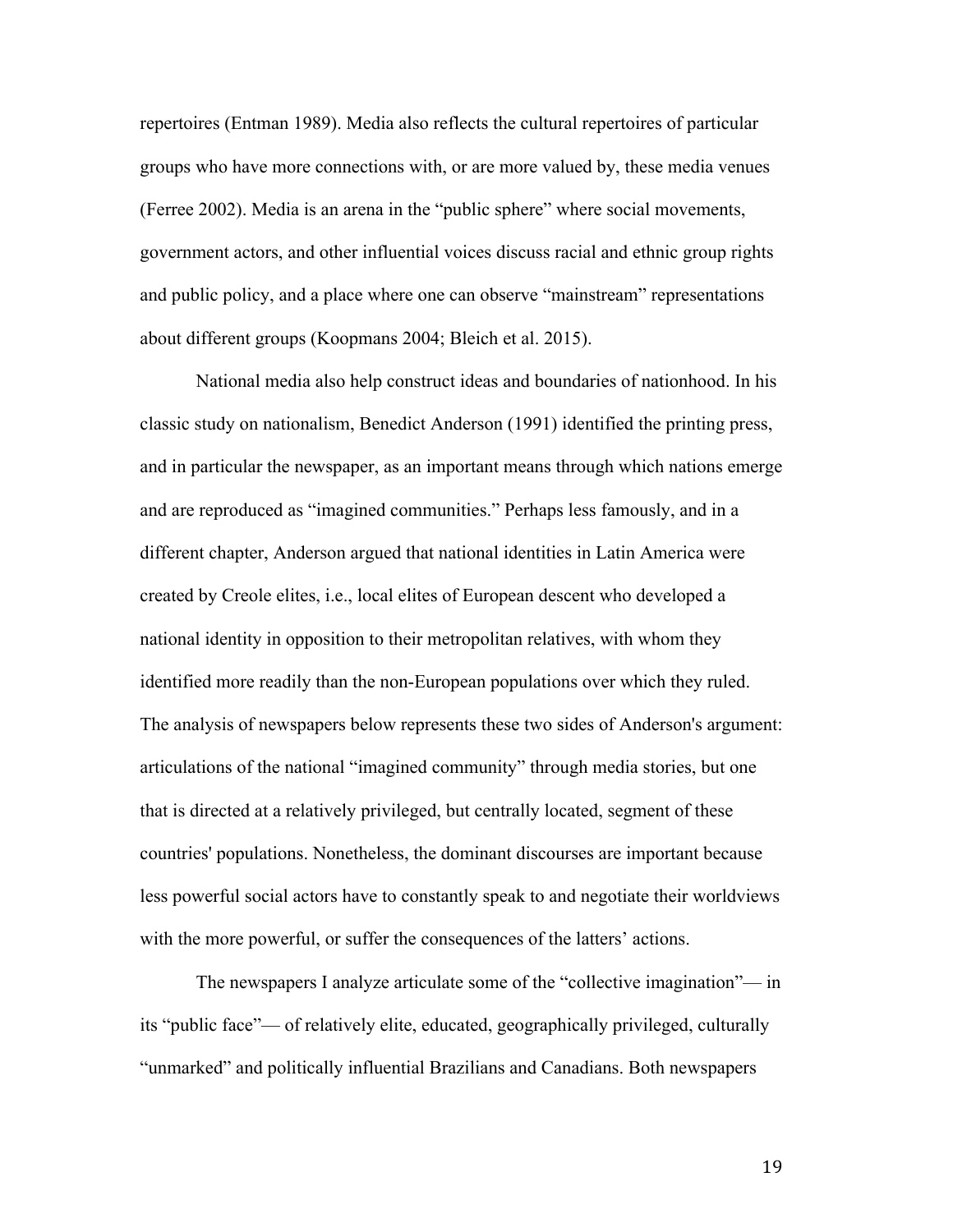repertoires (Entman 1989). Media also reflects the cultural repertoires of particular groups who have more connections with, or are more valued by, these media venues (Ferree 2002). Media is an arena in the "public sphere" where social movements, government actors, and other influential voices discuss racial and ethnic group rights and public policy, and a place where one can observe "mainstream" representations about different groups (Koopmans 2004; Bleich et al. 2015).

National media also help construct ideas and boundaries of nationhood. In his classic study on nationalism, Benedict Anderson (1991) identified the printing press, and in particular the newspaper, as an important means through which nations emerge and are reproduced as "imagined communities." Perhaps less famously, and in a different chapter, Anderson argued that national identities in Latin America were created by Creole elites, i.e., local elites of European descent who developed a national identity in opposition to their metropolitan relatives, with whom they identified more readily than the non-European populations over which they ruled. The analysis of newspapers below represents these two sides of Anderson's argument: articulations of the national "imagined community" through media stories, but one that is directed at a relatively privileged, but centrally located, segment of these countries' populations. Nonetheless, the dominant discourses are important because less powerful social actors have to constantly speak to and negotiate their worldviews with the more powerful, or suffer the consequences of the latters' actions.

The newspapers I analyze articulate some of the "collective imagination"— in its "public face"— of relatively elite, educated, geographically privileged, culturally "unmarked" and politically influential Brazilians and Canadians. Both newspapers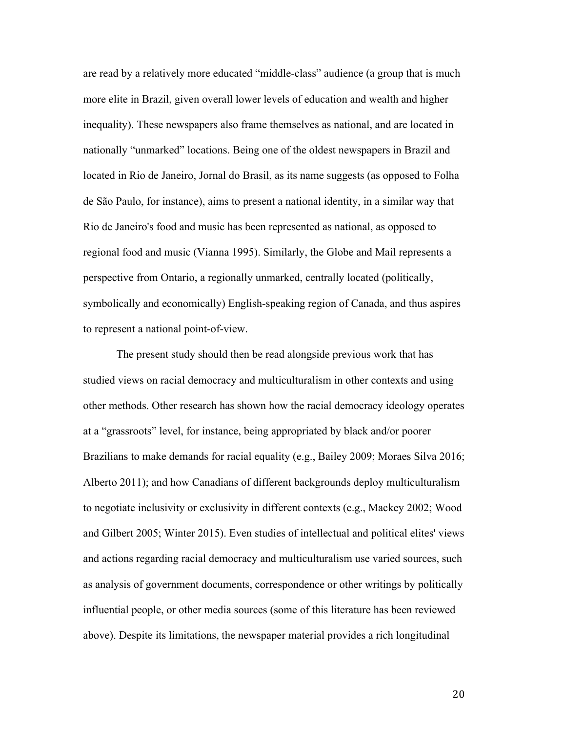are read by a relatively more educated "middle-class" audience (a group that is much more elite in Brazil, given overall lower levels of education and wealth and higher inequality). These newspapers also frame themselves as national, and are located in nationally "unmarked" locations. Being one of the oldest newspapers in Brazil and located in Rio de Janeiro, Jornal do Brasil, as its name suggests (as opposed to Folha de São Paulo, for instance), aims to present a national identity, in a similar way that Rio de Janeiro's food and music has been represented as national, as opposed to regional food and music (Vianna 1995). Similarly, the Globe and Mail represents a perspective from Ontario, a regionally unmarked, centrally located (politically, symbolically and economically) English-speaking region of Canada, and thus aspires to represent a national point-of-view.

The present study should then be read alongside previous work that has studied views on racial democracy and multiculturalism in other contexts and using other methods. Other research has shown how the racial democracy ideology operates at a "grassroots" level, for instance, being appropriated by black and/or poorer Brazilians to make demands for racial equality (e.g., Bailey 2009; Moraes Silva 2016; Alberto 2011); and how Canadians of different backgrounds deploy multiculturalism to negotiate inclusivity or exclusivity in different contexts (e.g., Mackey 2002; Wood and Gilbert 2005; Winter 2015). Even studies of intellectual and political elites' views and actions regarding racial democracy and multiculturalism use varied sources, such as analysis of government documents, correspondence or other writings by politically influential people, or other media sources (some of this literature has been reviewed above). Despite its limitations, the newspaper material provides a rich longitudinal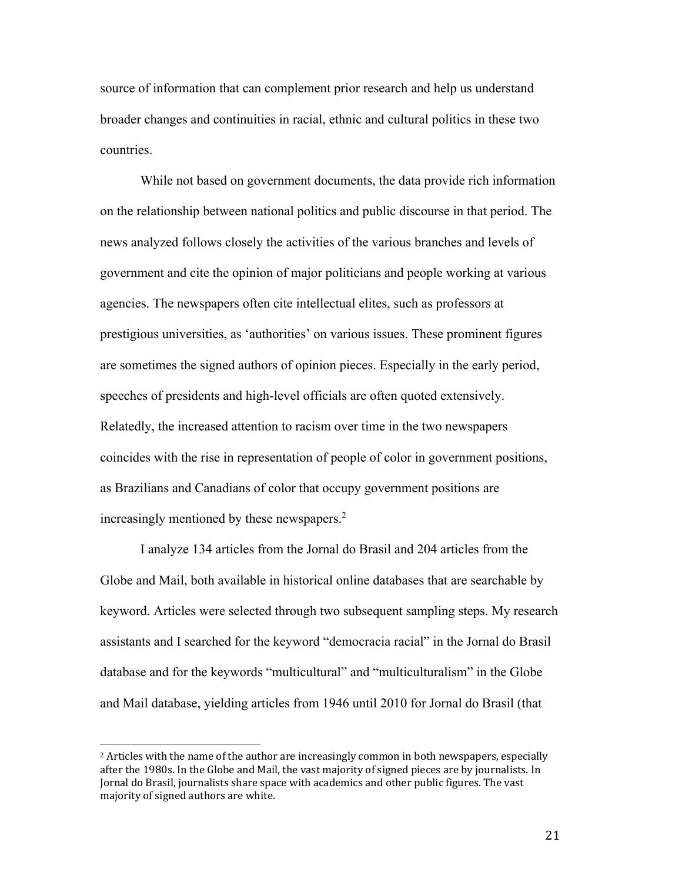source of information that can complement prior research and help us understand broader changes and continuities in racial, ethnic and cultural politics in these two countries.

While not based on government documents, the data provide rich information on the relationship between national politics and public discourse in that period. The news analyzed follows closely the activities of the various branches and levels of government and cite the opinion of major politicians and people working at various agencies. The newspapers often cite intellectual elites, such as professors at prestigious universities, as 'authorities' on various issues. These prominent figures are sometimes the signed authors of opinion pieces. Especially in the early period, speeches of presidents and high-level officials are often quoted extensively. Relatedly, the increased attention to racism over time in the two newspapers coincides with the rise in representation of people of color in government positions, as Brazilians and Canadians of color that occupy government positions are increasingly mentioned by these newspapers.[2]

I analyze 134 articles from the Jornal do Brasil and 204 articles from the Globe and Mail, both available in historical online databases that are searchable by keyword. Articles were selected through two subsequent sampling steps. My research assistants and I searched for the keyword "democracia racial" in the Jornal do Brasil database and for the keywords "multicultural" and "multiculturalism" in the Globe and Mail database, yielding articles from 1946 until 2010 for Jornal do Brasil (that

---

[2] Articles with the name of the author are increasingly common in both newspapers, especially after the 1980s. In the Globe and Mail, the vast majority of signed pieces are by journalists. In Jornal do Brasil, journalists share space with academics and other public figures. The vast majority of signed authors are white.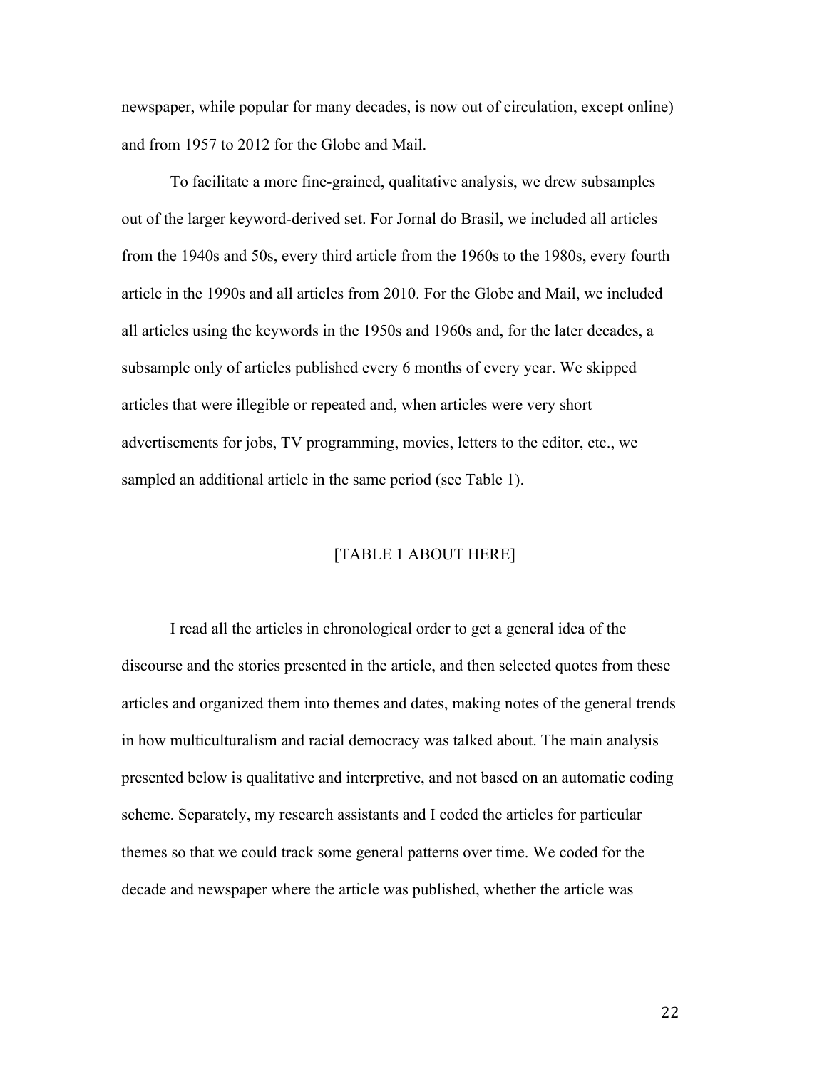newspaper, while popular for many decades, is now out of circulation, except online) and from 1957 to 2012 for the Globe and Mail.

To facilitate a more fine-grained, qualitative analysis, we drew subsamples out of the larger keyword-derived set. For Jornal do Brasil, we included all articles from the 1940s and 50s, every third article from the 1960s to the 1980s, every fourth article in the 1990s and all articles from 2010. For the Globe and Mail, we included all articles using the keywords in the 1950s and 1960s and, for the later decades, a subsample only of articles published every 6 months of every year. We skipped articles that were illegible or repeated and, when articles were very short advertisements for jobs, TV programming, movies, letters to the editor, etc., we sampled an additional article in the same period (see Table 1).

[TABLE 1 ABOUT HERE]

I read all the articles in chronological order to get a general idea of the discourse and the stories presented in the article, and then selected quotes from these articles and organized them into themes and dates, making notes of the general trends in how multiculturalism and racial democracy was talked about. The main analysis presented below is qualitative and interpretive, and not based on an automatic coding scheme. Separately, my research assistants and I coded the articles for particular themes so that we could track some general patterns over time. We coded for the decade and newspaper where the article was published, whether the article was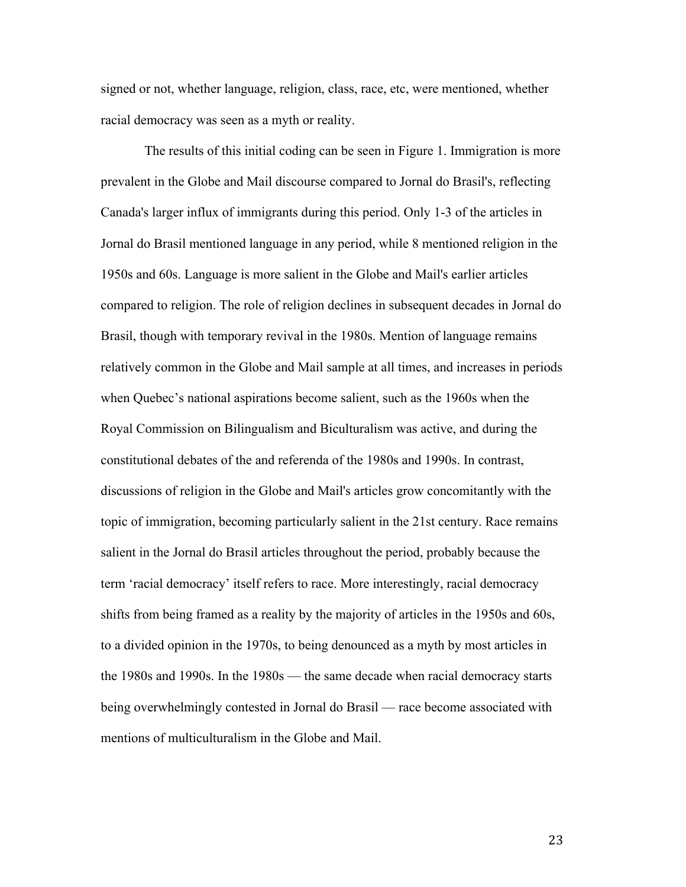signed or not, whether language, religion, class, race, etc, were mentioned, whether racial democracy was seen as a myth or reality.

The results of this initial coding can be seen in Figure 1. Immigration is more prevalent in the Globe and Mail discourse compared to Jornal do Brasil's, reflecting Canada's larger influx of immigrants during this period. Only 1-3 of the articles in Jornal do Brasil mentioned language in any period, while 8 mentioned religion in the 1950s and 60s. Language is more salient in the Globe and Mail's earlier articles compared to religion. The role of religion declines in subsequent decades in Jornal do Brasil, though with temporary revival in the 1980s. Mention of language remains relatively common in the Globe and Mail sample at all times, and increases in periods when Quebec's national aspirations become salient, such as the 1960s when the Royal Commission on Bilingualism and Biculturalism was active, and during the constitutional debates of the and referenda of the 1980s and 1990s. In contrast, discussions of religion in the Globe and Mail's articles grow concomitantly with the topic of immigration, becoming particularly salient in the 21st century. Race remains salient in the Jornal do Brasil articles throughout the period, probably because the term 'racial democracy' itself refers to race. More interestingly, racial democracy shifts from being framed as a reality by the majority of articles in the 1950s and 60s, to a divided opinion in the 1970s, to being denounced as a myth by most articles in the 1980s and 1990s. In the 1980s — the same decade when racial democracy starts being overwhelmingly contested in Jornal do Brasil — race become associated with mentions of multiculturalism in the Globe and Mail.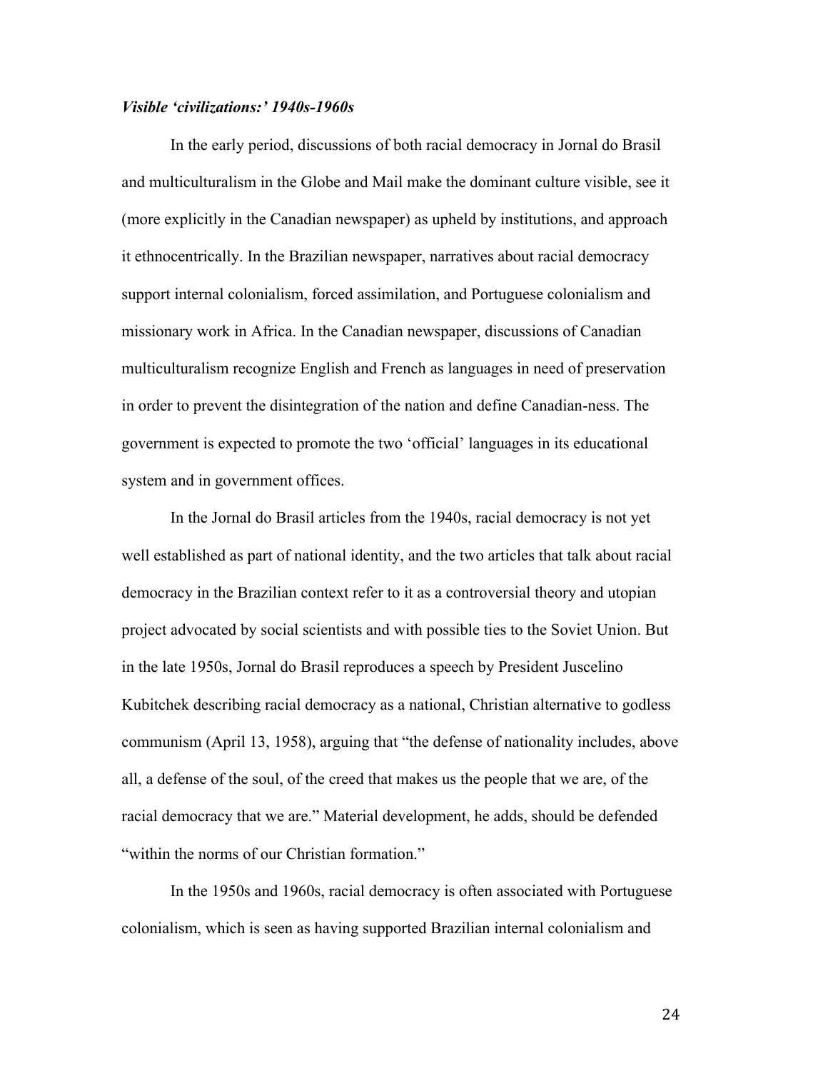### *Visible 'civilizations:' 1940s-1960s*

In the early period, discussions of both racial democracy in Jornal do Brasil and multiculturalism in the Globe and Mail make the dominant culture visible, see it (more explicitly in the Canadian newspaper) as upheld by institutions, and approach it ethnocentrically. In the Brazilian newspaper, narratives about racial democracy support internal colonialism, forced assimilation, and Portuguese colonialism and missionary work in Africa. In the Canadian newspaper, discussions of Canadian multiculturalism recognize English and French as languages in need of preservation in order to prevent the disintegration of the nation and define Canadian-ness. The government is expected to promote the two 'official' languages in its educational system and in government offices.

In the Jornal do Brasil articles from the 1940s, racial democracy is not yet well established as part of national identity, and the two articles that talk about racial democracy in the Brazilian context refer to it as a controversial theory and utopian project advocated by social scientists and with possible ties to the Soviet Union. But in the late 1950s, Jornal do Brasil reproduces a speech by President Juscelino Kubitchek describing racial democracy as a national, Christian alternative to godless communism (April 13, 1958), arguing that "the defense of nationality includes, above all, a defense of the soul, of the creed that makes us the people that we are, of the racial democracy that we are." Material development, he adds, should be defended "within the norms of our Christian formation."

In the 1950s and 1960s, racial democracy is often associated with Portuguese colonialism, which is seen as having supported Brazilian internal colonialism and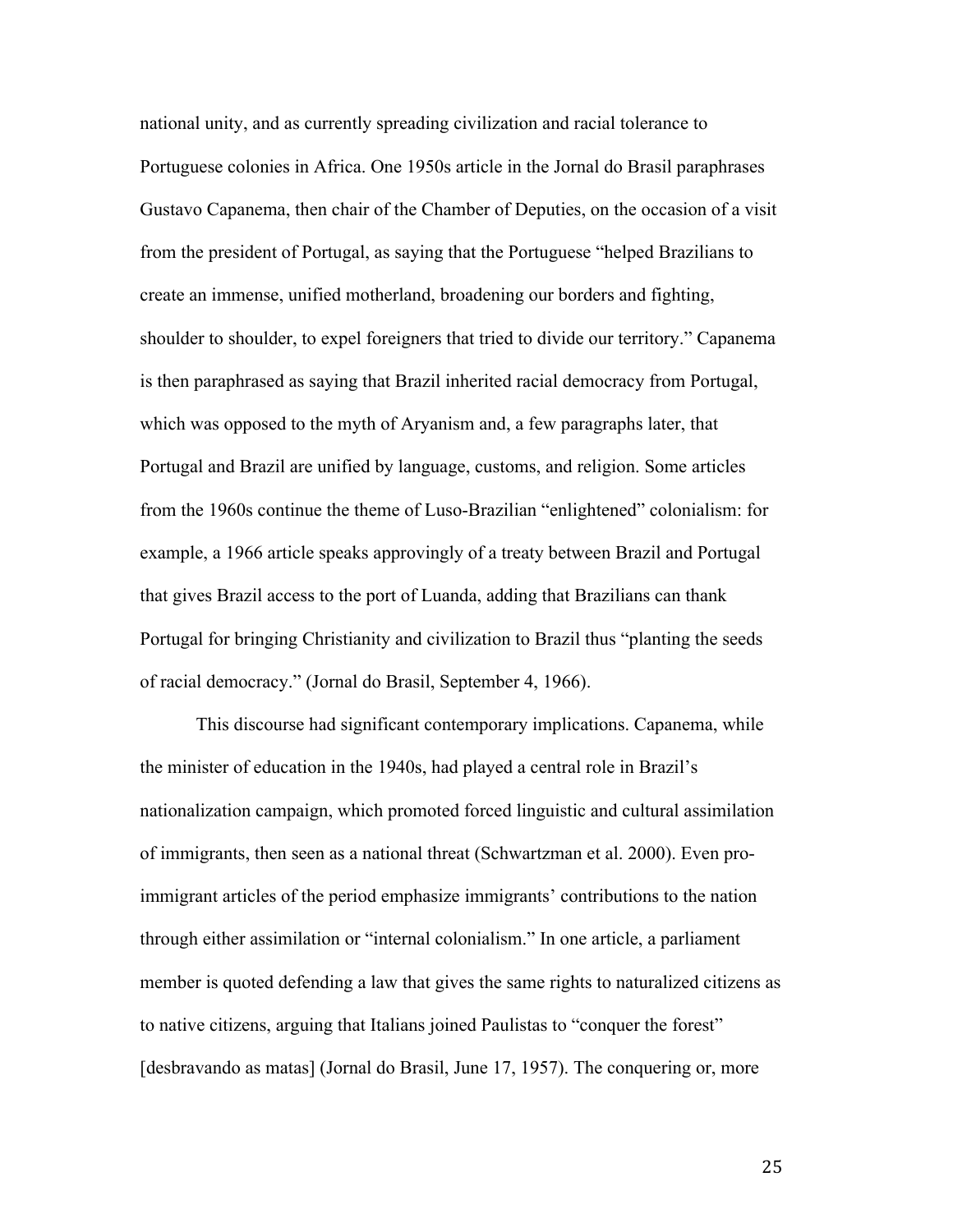national unity, and as currently spreading civilization and racial tolerance to Portuguese colonies in Africa. One 1950s article in the Jornal do Brasil paraphrases Gustavo Capanema, then chair of the Chamber of Deputies, on the occasion of a visit from the president of Portugal, as saying that the Portuguese "helped Brazilians to create an immense, unified motherland, broadening our borders and fighting, shoulder to shoulder, to expel foreigners that tried to divide our territory." Capanema is then paraphrased as saying that Brazil inherited racial democracy from Portugal, which was opposed to the myth of Aryanism and, a few paragraphs later, that Portugal and Brazil are unified by language, customs, and religion. Some articles from the 1960s continue the theme of Luso-Brazilian "enlightened" colonialism: for example, a 1966 article speaks approvingly of a treaty between Brazil and Portugal that gives Brazil access to the port of Luanda, adding that Brazilians can thank Portugal for bringing Christianity and civilization to Brazil thus "planting the seeds of racial democracy." (Jornal do Brasil, September 4, 1966).

This discourse had significant contemporary implications. Capanema, while the minister of education in the 1940s, had played a central role in Brazil's nationalization campaign, which promoted forced linguistic and cultural assimilation of immigrants, then seen as a national threat (Schwartzman et al. 2000). Even pro-immigrant articles of the period emphasize immigrants' contributions to the nation through either assimilation or "internal colonialism." In one article, a parliament member is quoted defending a law that gives the same rights to naturalized citizens as to native citizens, arguing that Italians joined Paulistas to "conquer the forest" [desbravando as matas] (Jornal do Brasil, June 17, 1957). The conquering or, more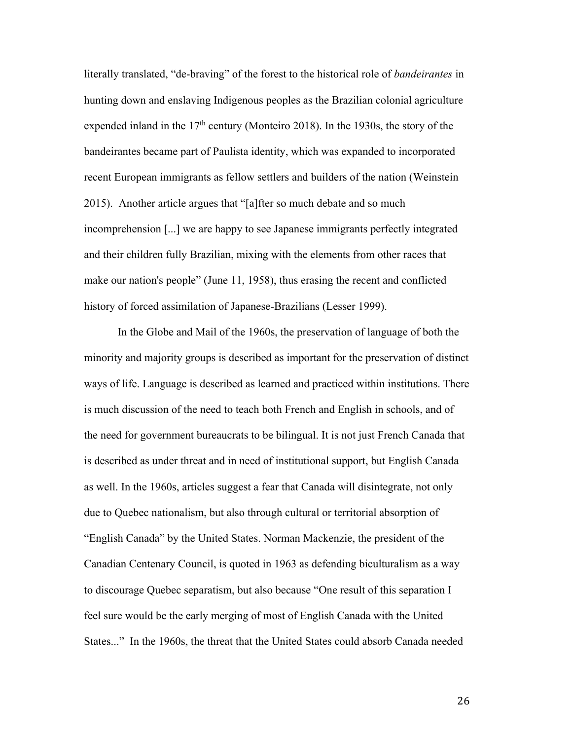literally translated, "de-braving" of the forest to the historical role of *bandeirantes* in hunting down and enslaving Indigenous peoples as the Brazilian colonial agriculture expended inland in the 17th century (Monteiro 2018). In the 1930s, the story of the bandeirantes became part of Paulista identity, which was expanded to incorporated recent European immigrants as fellow settlers and builders of the nation (Weinstein 2015). Another article argues that "[a]fter so much debate and so much incomprehension [...] we are happy to see Japanese immigrants perfectly integrated and their children fully Brazilian, mixing with the elements from other races that make our nation's people" (June 11, 1958), thus erasing the recent and conflicted history of forced assimilation of Japanese-Brazilians (Lesser 1999).

In the Globe and Mail of the 1960s, the preservation of language of both the minority and majority groups is described as important for the preservation of distinct ways of life. Language is described as learned and practiced within institutions. There is much discussion of the need to teach both French and English in schools, and of the need for government bureaucrats to be bilingual. It is not just French Canada that is described as under threat and in need of institutional support, but English Canada as well. In the 1960s, articles suggest a fear that Canada will disintegrate, not only due to Quebec nationalism, but also through cultural or territorial absorption of "English Canada" by the United States. Norman Mackenzie, the president of the Canadian Centenary Council, is quoted in 1963 as defending biculturalism as a way to discourage Quebec separatism, but also because "One result of this separation I feel sure would be the early merging of most of English Canada with the United States..." In the 1960s, the threat that the United States could absorb Canada needed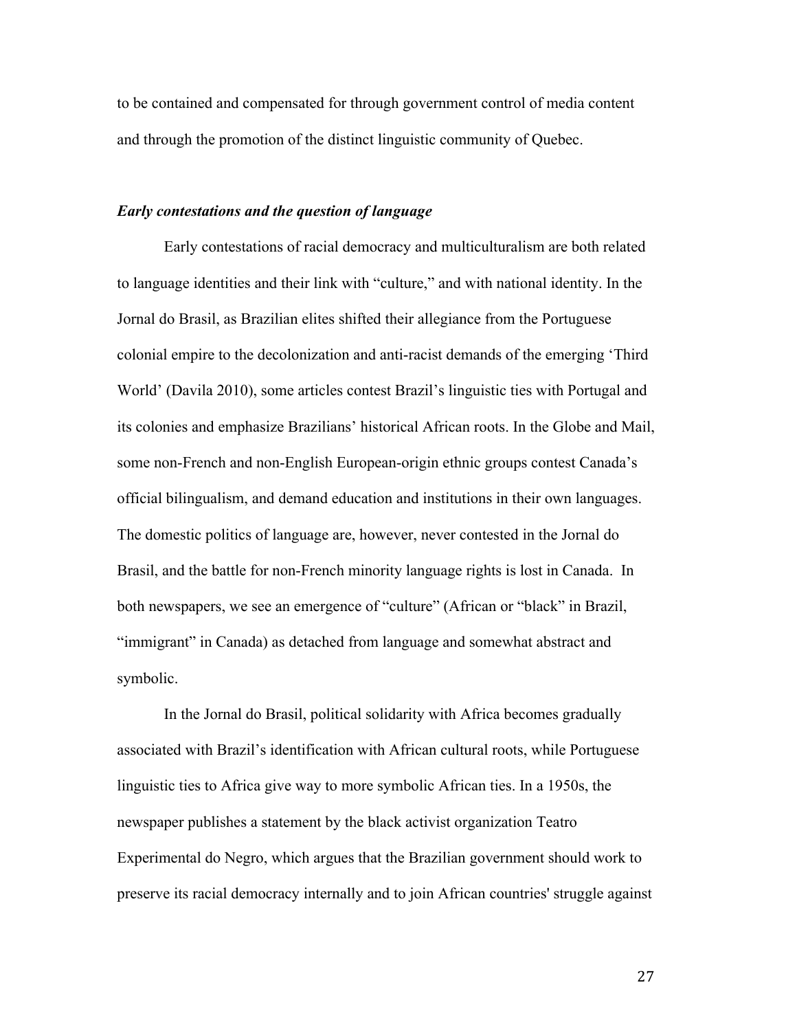to be contained and compensated for through government control of media content and through the promotion of the distinct linguistic community of Quebec.

### ***Early contestations and the question of language***

Early contestations of racial democracy and multiculturalism are both related to language identities and their link with "culture," and with national identity. In the Jornal do Brasil, as Brazilian elites shifted their allegiance from the Portuguese colonial empire to the decolonization and anti-racist demands of the emerging 'Third World' (Davila 2010), some articles contest Brazil's linguistic ties with Portugal and its colonies and emphasize Brazilians' historical African roots. In the Globe and Mail, some non-French and non-English European-origin ethnic groups contest Canada's official bilingualism, and demand education and institutions in their own languages. The domestic politics of language are, however, never contested in the Jornal do Brasil, and the battle for non-French minority language rights is lost in Canada. In both newspapers, we see an emergence of "culture" (African or "black" in Brazil, "immigrant" in Canada) as detached from language and somewhat abstract and symbolic.

In the Jornal do Brasil, political solidarity with Africa becomes gradually associated with Brazil's identification with African cultural roots, while Portuguese linguistic ties to Africa give way to more symbolic African ties. In a 1950s, the newspaper publishes a statement by the black activist organization Teatro Experimental do Negro, which argues that the Brazilian government should work to preserve its racial democracy internally and to join African countries' struggle against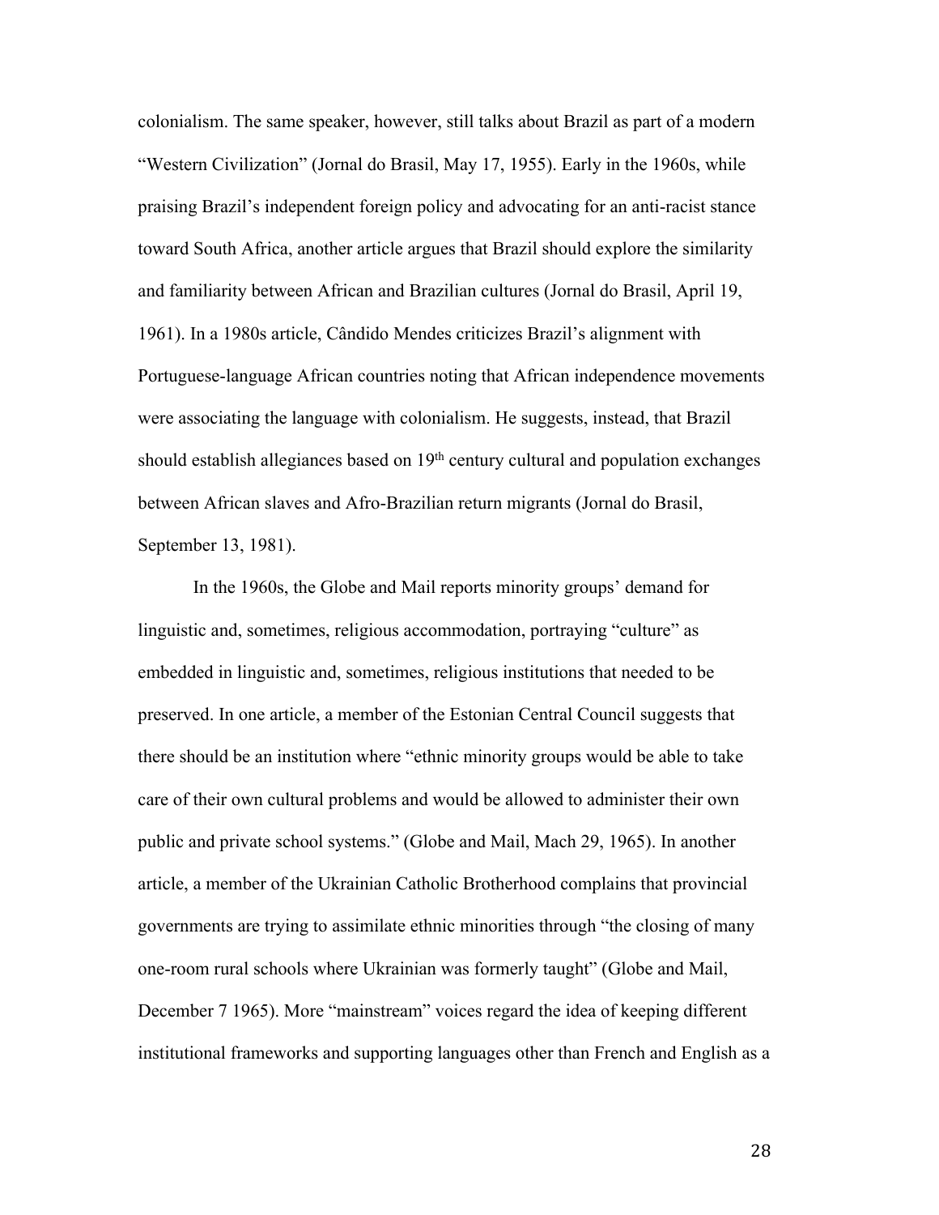colonialism. The same speaker, however, still talks about Brazil as part of a modern "Western Civilization" (Jornal do Brasil, May 17, 1955). Early in the 1960s, while praising Brazil's independent foreign policy and advocating for an anti-racist stance toward South Africa, another article argues that Brazil should explore the similarity and familiarity between African and Brazilian cultures (Jornal do Brasil, April 19, 1961). In a 1980s article, Cândido Mendes criticizes Brazil's alignment with Portuguese-language African countries noting that African independence movements were associating the language with colonialism. He suggests, instead, that Brazil should establish allegiances based on 19th century cultural and population exchanges between African slaves and Afro-Brazilian return migrants (Jornal do Brasil, September 13, 1981).

In the 1960s, the Globe and Mail reports minority groups' demand for linguistic and, sometimes, religious accommodation, portraying "culture" as embedded in linguistic and, sometimes, religious institutions that needed to be preserved. In one article, a member of the Estonian Central Council suggests that there should be an institution where "ethnic minority groups would be able to take care of their own cultural problems and would be allowed to administer their own public and private school systems." (Globe and Mail, Mach 29, 1965). In another article, a member of the Ukrainian Catholic Brotherhood complains that provincial governments are trying to assimilate ethnic minorities through "the closing of many one-room rural schools where Ukrainian was formerly taught" (Globe and Mail, December 7 1965). More "mainstream" voices regard the idea of keeping different institutional frameworks and supporting languages other than French and English as a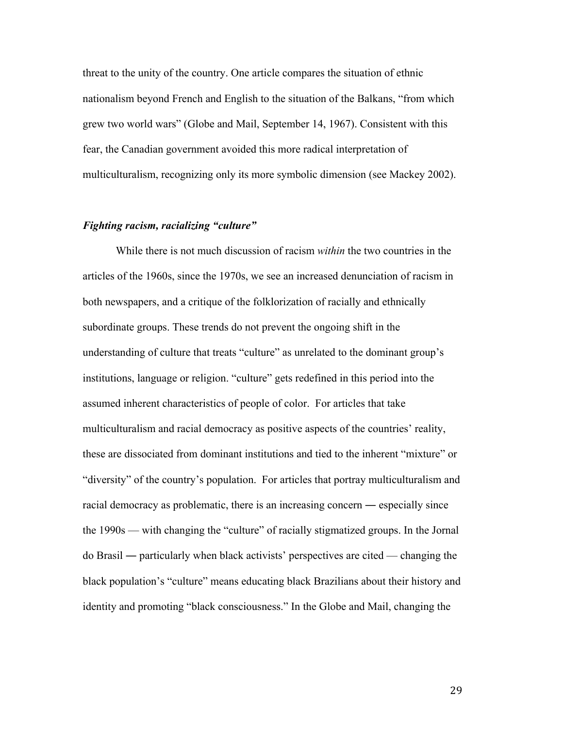threat to the unity of the country. One article compares the situation of ethnic nationalism beyond French and English to the situation of the Balkans, "from which grew two world wars" (Globe and Mail, September 14, 1967). Consistent with this fear, the Canadian government avoided this more radical interpretation of multiculturalism, recognizing only its more symbolic dimension (see Mackey 2002).

### ***Fighting racism, racializing "culture"***

While there is not much discussion of racism *within* the two countries in the articles of the 1960s, since the 1970s, we see an increased denunciation of racism in both newspapers, and a critique of the folklorization of racially and ethnically subordinate groups. These trends do not prevent the ongoing shift in the understanding of culture that treats "culture" as unrelated to the dominant group's institutions, language or religion. "culture" gets redefined in this period into the assumed inherent characteristics of people of color. For articles that take multiculturalism and racial democracy as positive aspects of the countries' reality, these are dissociated from dominant institutions and tied to the inherent "mixture" or "diversity" of the country's population. For articles that portray multiculturalism and racial democracy as problematic, there is an increasing concern ― especially since the 1990s — with changing the "culture" of racially stigmatized groups. In the Jornal do Brasil ― particularly when black activists' perspectives are cited — changing the black population's "culture" means educating black Brazilians about their history and identity and promoting "black consciousness." In the Globe and Mail, changing the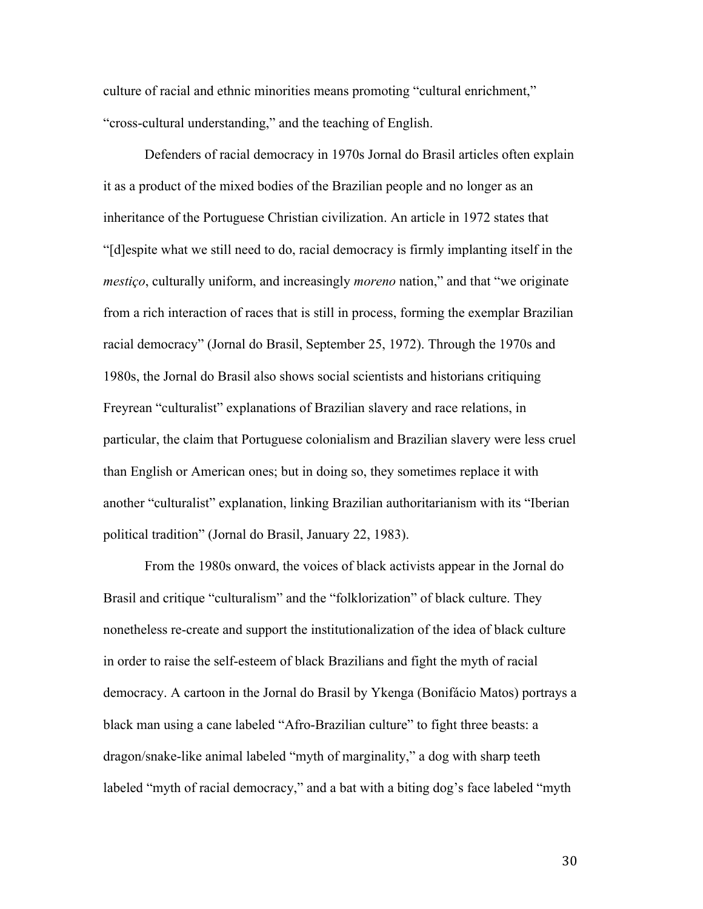culture of racial and ethnic minorities means promoting "cultural enrichment," "cross-cultural understanding," and the teaching of English.

Defenders of racial democracy in 1970s Jornal do Brasil articles often explain it as a product of the mixed bodies of the Brazilian people and no longer as an inheritance of the Portuguese Christian civilization. An article in 1972 states that "[d]espite what we still need to do, racial democracy is firmly implanting itself in the *mestiço*, culturally uniform, and increasingly *moreno* nation," and that "we originate from a rich interaction of races that is still in process, forming the exemplar Brazilian racial democracy" (Jornal do Brasil, September 25, 1972). Through the 1970s and 1980s, the Jornal do Brasil also shows social scientists and historians critiquing Freyrean "culturalist" explanations of Brazilian slavery and race relations, in particular, the claim that Portuguese colonialism and Brazilian slavery were less cruel than English or American ones; but in doing so, they sometimes replace it with another "culturalist" explanation, linking Brazilian authoritarianism with its "Iberian political tradition" (Jornal do Brasil, January 22, 1983).

From the 1980s onward, the voices of black activists appear in the Jornal do Brasil and critique "culturalism" and the "folklorization" of black culture. They nonetheless re-create and support the institutionalization of the idea of black culture in order to raise the self-esteem of black Brazilians and fight the myth of racial democracy. A cartoon in the Jornal do Brasil by Ykenga (Bonifácio Matos) portrays a black man using a cane labeled "Afro-Brazilian culture" to fight three beasts: a dragon/snake-like animal labeled "myth of marginality," a dog with sharp teeth labeled "myth of racial democracy," and a bat with a biting dog's face labeled "myth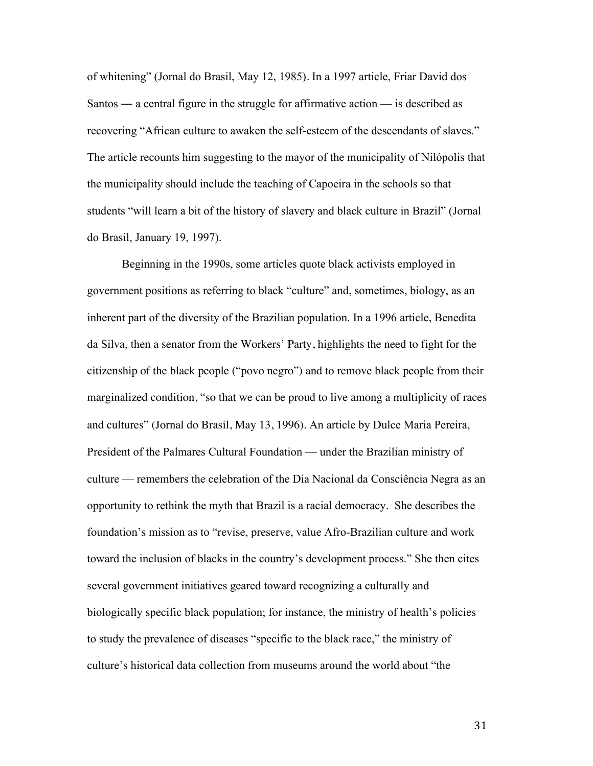of whitening" (Jornal do Brasil, May 12, 1985). In a 1997 article, Friar David dos Santos ― a central figure in the struggle for affirmative action — is described as recovering "African culture to awaken the self-esteem of the descendants of slaves." The article recounts him suggesting to the mayor of the municipality of Nilópolis that the municipality should include the teaching of Capoeira in the schools so that students "will learn a bit of the history of slavery and black culture in Brazil" (Jornal do Brasil, January 19, 1997).

Beginning in the 1990s, some articles quote black activists employed in government positions as referring to black "culture" and, sometimes, biology, as an inherent part of the diversity of the Brazilian population. In a 1996 article, Benedita da Silva, then a senator from the Workers' Party, highlights the need to fight for the citizenship of the black people ("povo negro") and to remove black people from their marginalized condition, "so that we can be proud to live among a multiplicity of races and cultures" (Jornal do Brasil, May 13, 1996). An article by Dulce Maria Pereira, President of the Palmares Cultural Foundation — under the Brazilian ministry of culture — remembers the celebration of the Dia Nacional da Consciência Negra as an opportunity to rethink the myth that Brazil is a racial democracy. She describes the foundation's mission as to "revise, preserve, value Afro-Brazilian culture and work toward the inclusion of blacks in the country's development process." She then cites several government initiatives geared toward recognizing a culturally and biologically specific black population; for instance, the ministry of health's policies to study the prevalence of diseases "specific to the black race," the ministry of culture's historical data collection from museums around the world about "the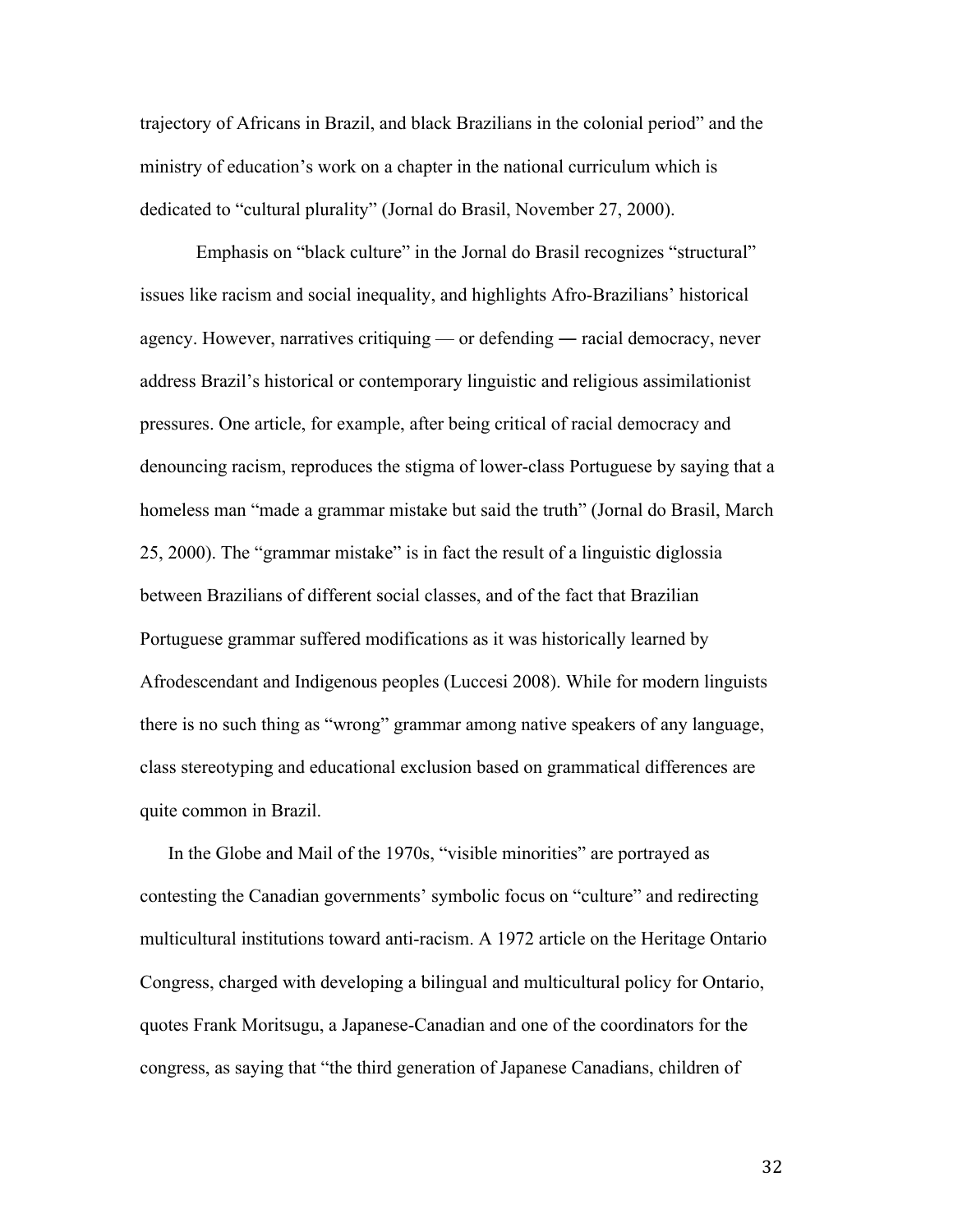trajectory of Africans in Brazil, and black Brazilians in the colonial period" and the ministry of education's work on a chapter in the national curriculum which is dedicated to "cultural plurality" (Jornal do Brasil, November 27, 2000).

Emphasis on "black culture" in the Jornal do Brasil recognizes "structural" issues like racism and social inequality, and highlights Afro-Brazilians' historical agency. However, narratives critiquing — or defending ― racial democracy, never address Brazil's historical or contemporary linguistic and religious assimilationist pressures. One article, for example, after being critical of racial democracy and denouncing racism, reproduces the stigma of lower-class Portuguese by saying that a homeless man "made a grammar mistake but said the truth" (Jornal do Brasil, March 25, 2000). The "grammar mistake" is in fact the result of a linguistic diglossia between Brazilians of different social classes, and of the fact that Brazilian Portuguese grammar suffered modifications as it was historically learned by Afrodescendant and Indigenous peoples (Luccesi 2008). While for modern linguists there is no such thing as "wrong" grammar among native speakers of any language, class stereotyping and educational exclusion based on grammatical differences are quite common in Brazil.

In the Globe and Mail of the 1970s, "visible minorities" are portrayed as contesting the Canadian governments' symbolic focus on "culture" and redirecting multicultural institutions toward anti-racism. A 1972 article on the Heritage Ontario Congress, charged with developing a bilingual and multicultural policy for Ontario, quotes Frank Moritsugu, a Japanese-Canadian and one of the coordinators for the congress, as saying that "the third generation of Japanese Canadians, children of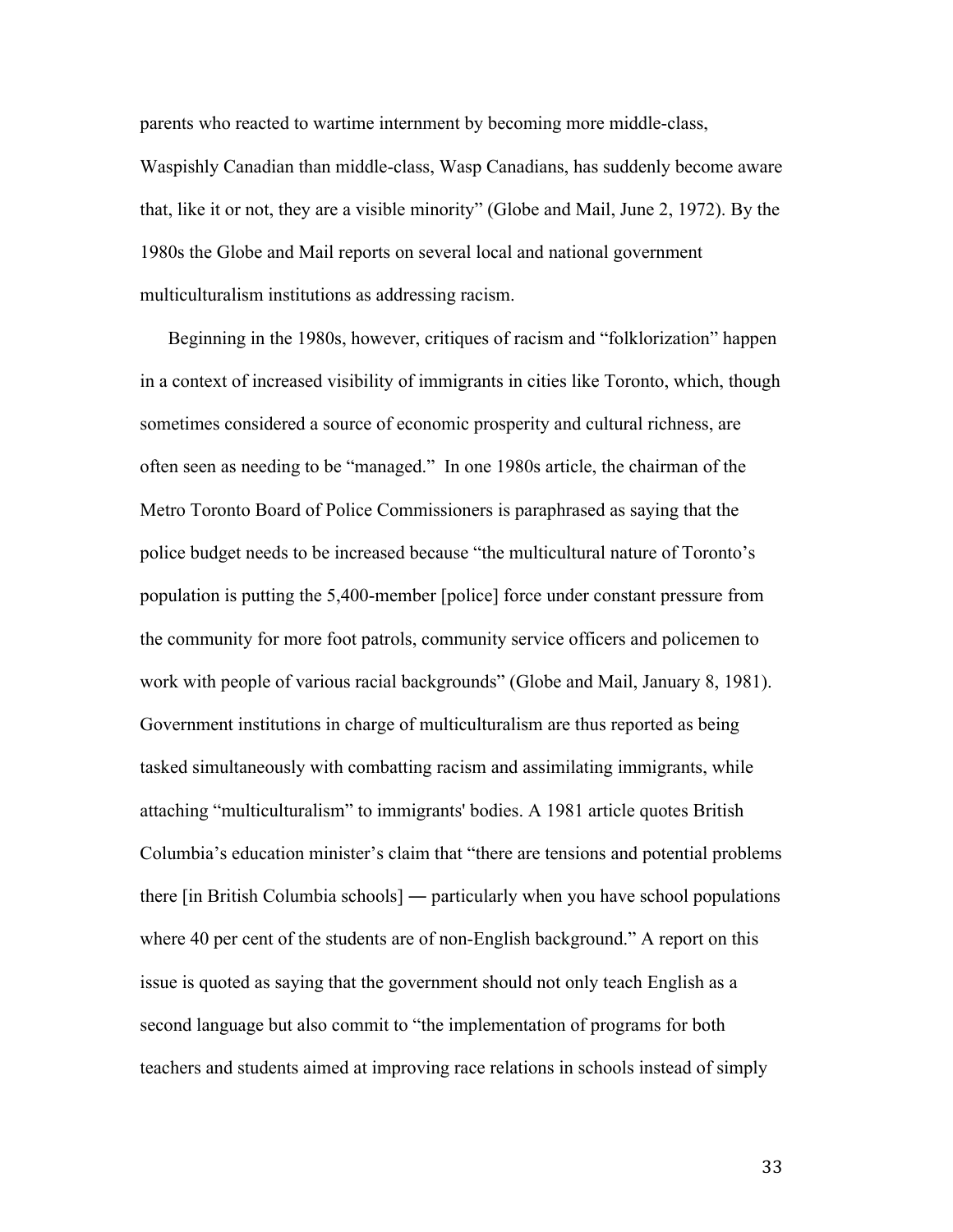parents who reacted to wartime internment by becoming more middle-class, Waspishly Canadian than middle-class, Wasp Canadians, has suddenly become aware that, like it or not, they are a visible minority" (Globe and Mail, June 2, 1972). By the 1980s the Globe and Mail reports on several local and national government multiculturalism institutions as addressing racism.

Beginning in the 1980s, however, critiques of racism and "folklorization" happen in a context of increased visibility of immigrants in cities like Toronto, which, though sometimes considered a source of economic prosperity and cultural richness, are often seen as needing to be "managed." In one 1980s article, the chairman of the Metro Toronto Board of Police Commissioners is paraphrased as saying that the police budget needs to be increased because "the multicultural nature of Toronto's population is putting the 5,400-member [police] force under constant pressure from the community for more foot patrols, community service officers and policemen to work with people of various racial backgrounds" (Globe and Mail, January 8, 1981). Government institutions in charge of multiculturalism are thus reported as being tasked simultaneously with combatting racism and assimilating immigrants, while attaching "multiculturalism" to immigrants' bodies. A 1981 article quotes British Columbia's education minister's claim that "there are tensions and potential problems there [in British Columbia schools] ― particularly when you have school populations where 40 per cent of the students are of non-English background." A report on this issue is quoted as saying that the government should not only teach English as a second language but also commit to "the implementation of programs for both teachers and students aimed at improving race relations in schools instead of simply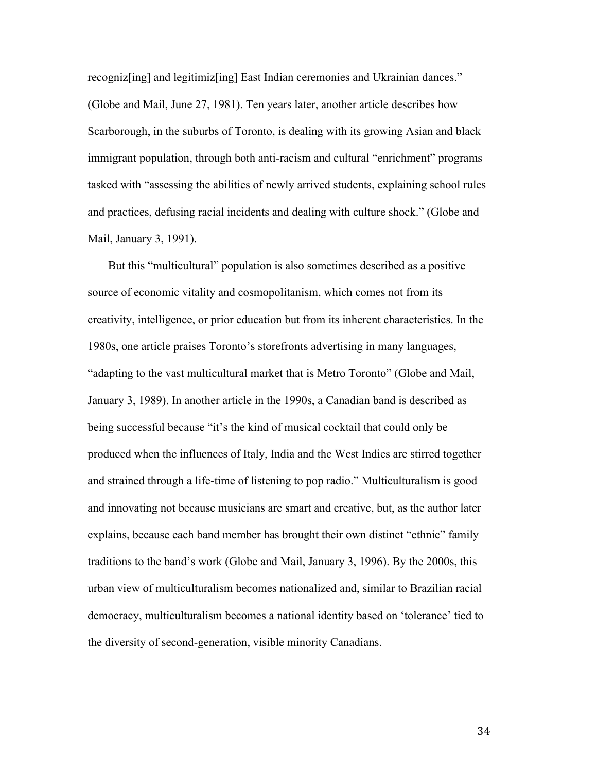recogniz[ing] and legitimiz[ing] East Indian ceremonies and Ukrainian dances." (Globe and Mail, June 27, 1981). Ten years later, another article describes how Scarborough, in the suburbs of Toronto, is dealing with its growing Asian and black immigrant population, through both anti-racism and cultural "enrichment" programs tasked with "assessing the abilities of newly arrived students, explaining school rules and practices, defusing racial incidents and dealing with culture shock." (Globe and Mail, January 3, 1991).

But this "multicultural" population is also sometimes described as a positive source of economic vitality and cosmopolitanism, which comes not from its creativity, intelligence, or prior education but from its inherent characteristics. In the 1980s, one article praises Toronto's storefronts advertising in many languages, "adapting to the vast multicultural market that is Metro Toronto" (Globe and Mail, January 3, 1989). In another article in the 1990s, a Canadian band is described as being successful because "it's the kind of musical cocktail that could only be produced when the influences of Italy, India and the West Indies are stirred together and strained through a life-time of listening to pop radio." Multiculturalism is good and innovating not because musicians are smart and creative, but, as the author later explains, because each band member has brought their own distinct "ethnic" family traditions to the band's work (Globe and Mail, January 3, 1996). By the 2000s, this urban view of multiculturalism becomes nationalized and, similar to Brazilian racial democracy, multiculturalism becomes a national identity based on 'tolerance' tied to the diversity of second-generation, visible minority Canadians.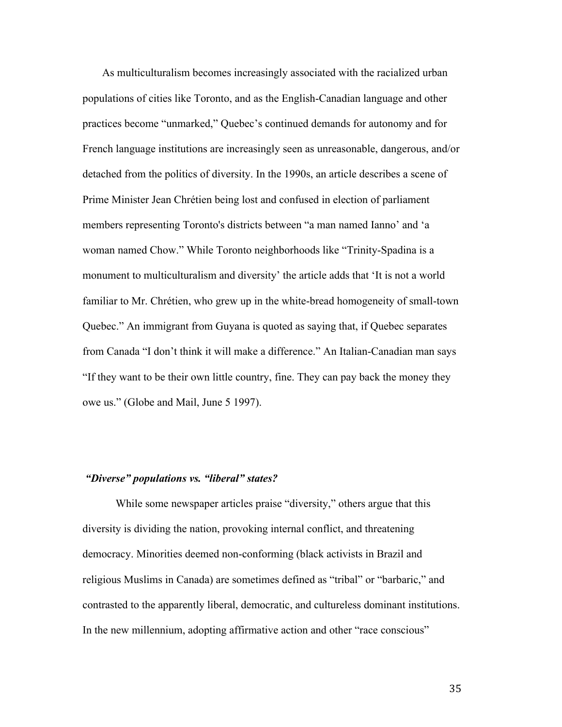As multiculturalism becomes increasingly associated with the racialized urban populations of cities like Toronto, and as the English-Canadian language and other practices become "unmarked," Quebec's continued demands for autonomy and for French language institutions are increasingly seen as unreasonable, dangerous, and/or detached from the politics of diversity. In the 1990s, an article describes a scene of Prime Minister Jean Chrétien being lost and confused in election of parliament members representing Toronto's districts between "a man named Ianno' and 'a woman named Chow." While Toronto neighborhoods like "Trinity-Spadina is a monument to multiculturalism and diversity' the article adds that 'It is not a world familiar to Mr. Chrétien, who grew up in the white-bread homogeneity of small-town Quebec." An immigrant from Guyana is quoted as saying that, if Quebec separates from Canada "I don't think it will make a difference." An Italian-Canadian man says "If they want to be their own little country, fine. They can pay back the money they owe us." (Globe and Mail, June 5 1997).

### *"Diverse" populations vs. "liberal" states?*

While some newspaper articles praise "diversity," others argue that this diversity is dividing the nation, provoking internal conflict, and threatening democracy. Minorities deemed non-conforming (black activists in Brazil and religious Muslims in Canada) are sometimes defined as "tribal" or "barbaric," and contrasted to the apparently liberal, democratic, and cultureless dominant institutions. In the new millennium, adopting affirmative action and other "race conscious"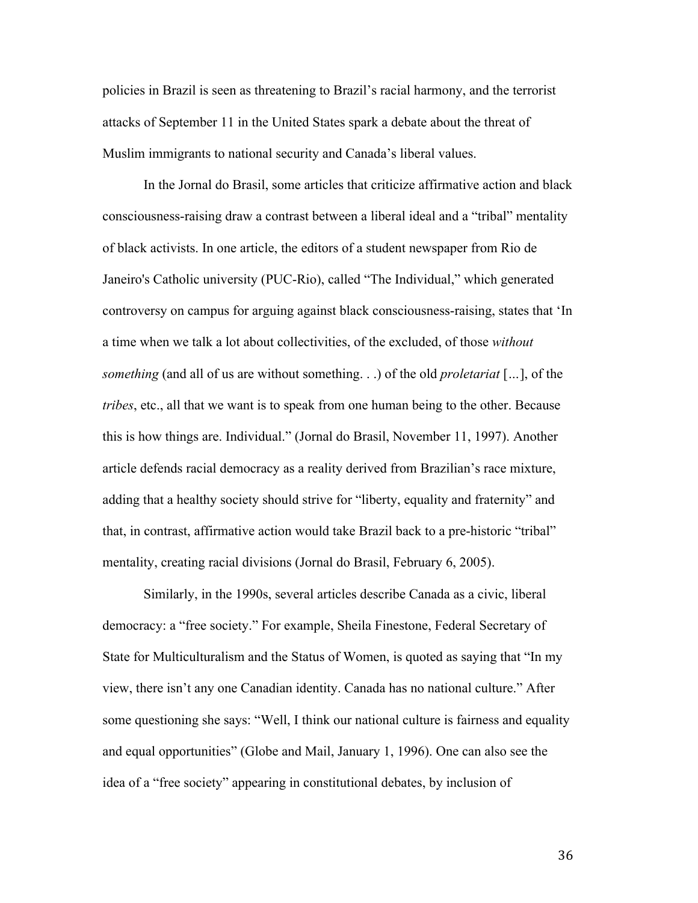policies in Brazil is seen as threatening to Brazil's racial harmony, and the terrorist attacks of September 11 in the United States spark a debate about the threat of Muslim immigrants to national security and Canada's liberal values.

In the Jornal do Brasil, some articles that criticize affirmative action and black consciousness-raising draw a contrast between a liberal ideal and a "tribal" mentality of black activists. In one article, the editors of a student newspaper from Rio de Janeiro's Catholic university (PUC-Rio), called "The Individual," which generated controversy on campus for arguing against black consciousness-raising, states that 'In a time when we talk a lot about collectivities, of the excluded, of those *without something* (and all of us are without something. . .) of the old *proletariat* [...], of the *tribes*, etc., all that we want is to speak from one human being to the other. Because this is how things are. Individual." (Jornal do Brasil, November 11, 1997). Another article defends racial democracy as a reality derived from Brazilian's race mixture, adding that a healthy society should strive for "liberty, equality and fraternity" and that, in contrast, affirmative action would take Brazil back to a pre-historic "tribal" mentality, creating racial divisions (Jornal do Brasil, February 6, 2005).

Similarly, in the 1990s, several articles describe Canada as a civic, liberal democracy: a "free society." For example, Sheila Finestone, Federal Secretary of State for Multiculturalism and the Status of Women, is quoted as saying that "In my view, there isn't any one Canadian identity. Canada has no national culture." After some questioning she says: "Well, I think our national culture is fairness and equality and equal opportunities" (Globe and Mail, January 1, 1996). One can also see the idea of a "free society" appearing in constitutional debates, by inclusion of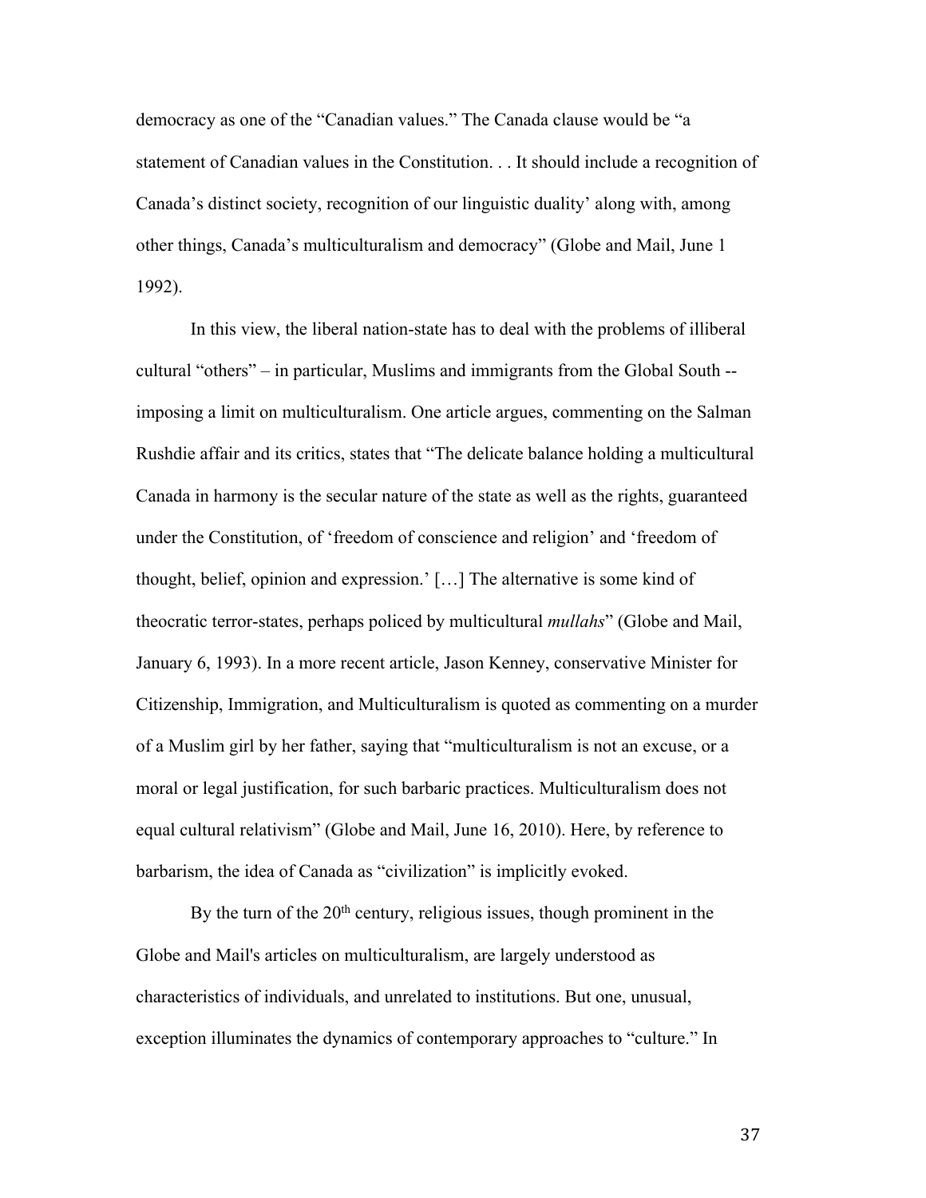democracy as one of the “Canadian values.” The Canada clause would be “a statement of Canadian values in the Constitution. . . It should include a recognition of Canada’s distinct society, recognition of our linguistic duality’ along with, among other things, Canada’s multiculturalism and democracy” (Globe and Mail, June 1 1992).

In this view, the liberal nation-state has to deal with the problems of illiberal cultural “others” – in particular, Muslims and immigrants from the Global South -- imposing a limit on multiculturalism. One article argues, commenting on the Salman Rushdie affair and its critics, states that “The delicate balance holding a multicultural Canada in harmony is the secular nature of the state as well as the rights, guaranteed under the Constitution, of ‘freedom of conscience and religion’ and ‘freedom of thought, belief, opinion and expression.’ […] The alternative is some kind of theocratic terror-states, perhaps policed by multicultural *mullahs*” (Globe and Mail, January 6, 1993). In a more recent article, Jason Kenney, conservative Minister for Citizenship, Immigration, and Multiculturalism is quoted as commenting on a murder of a Muslim girl by her father, saying that “multiculturalism is not an excuse, or a moral or legal justification, for such barbaric practices. Multiculturalism does not equal cultural relativism” (Globe and Mail, June 16, 2010). Here, by reference to barbarism, the idea of Canada as “civilization” is implicitly evoked.

By the turn of the 20th century, religious issues, though prominent in the Globe and Mail's articles on multiculturalism, are largely understood as characteristics of individuals, and unrelated to institutions. But one, unusual, exception illuminates the dynamics of contemporary approaches to “culture.” In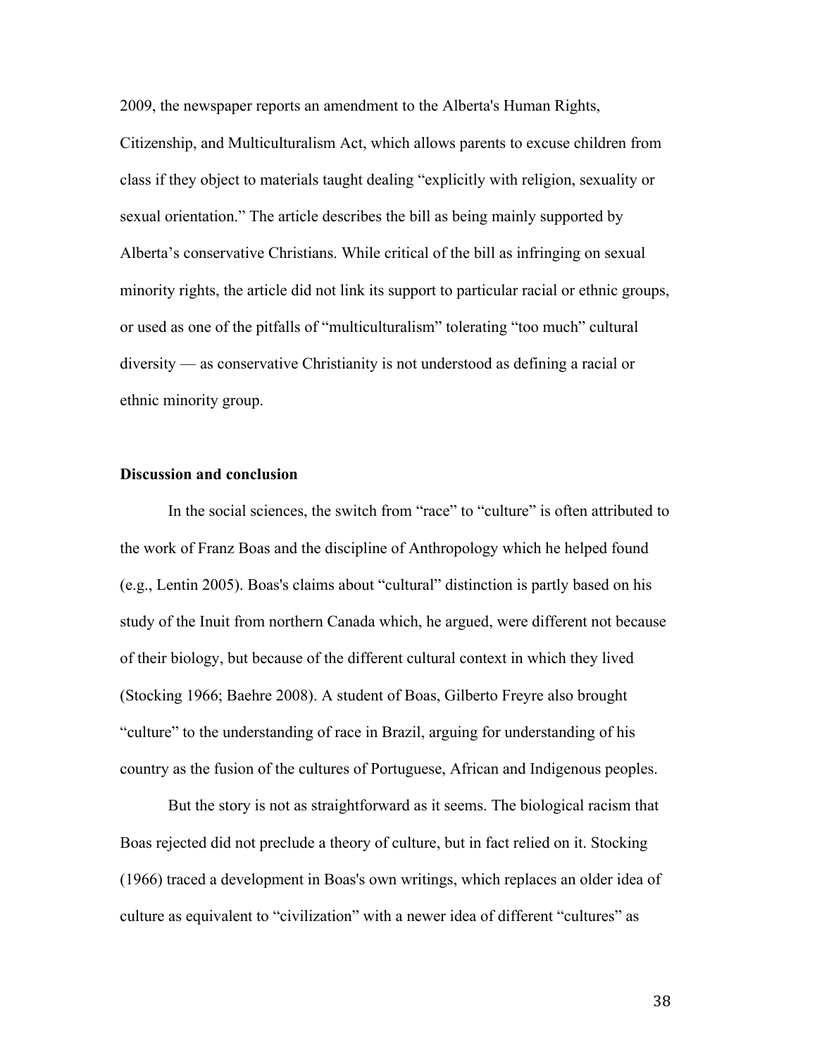2009, the newspaper reports an amendment to the Alberta's Human Rights, Citizenship, and Multiculturalism Act, which allows parents to excuse children from class if they object to materials taught dealing "explicitly with religion, sexuality or sexual orientation." The article describes the bill as being mainly supported by Alberta's conservative Christians. While critical of the bill as infringing on sexual minority rights, the article did not link its support to particular racial or ethnic groups, or used as one of the pitfalls of "multiculturalism" tolerating "too much" cultural diversity — as conservative Christianity is not understood as defining a racial or ethnic minority group.

### Discussion and conclusion

In the social sciences, the switch from "race" to "culture" is often attributed to the work of Franz Boas and the discipline of Anthropology which he helped found (e.g., Lentin 2005). Boas's claims about "cultural" distinction is partly based on his study of the Inuit from northern Canada which, he argued, were different not because of their biology, but because of the different cultural context in which they lived (Stocking 1966; Baehre 2008). A student of Boas, Gilberto Freyre also brought "culture" to the understanding of race in Brazil, arguing for understanding of his country as the fusion of the cultures of Portuguese, African and Indigenous peoples.

But the story is not as straightforward as it seems. The biological racism that Boas rejected did not preclude a theory of culture, but in fact relied on it. Stocking (1966) traced a development in Boas's own writings, which replaces an older idea of culture as equivalent to "civilization" with a newer idea of different "cultures" as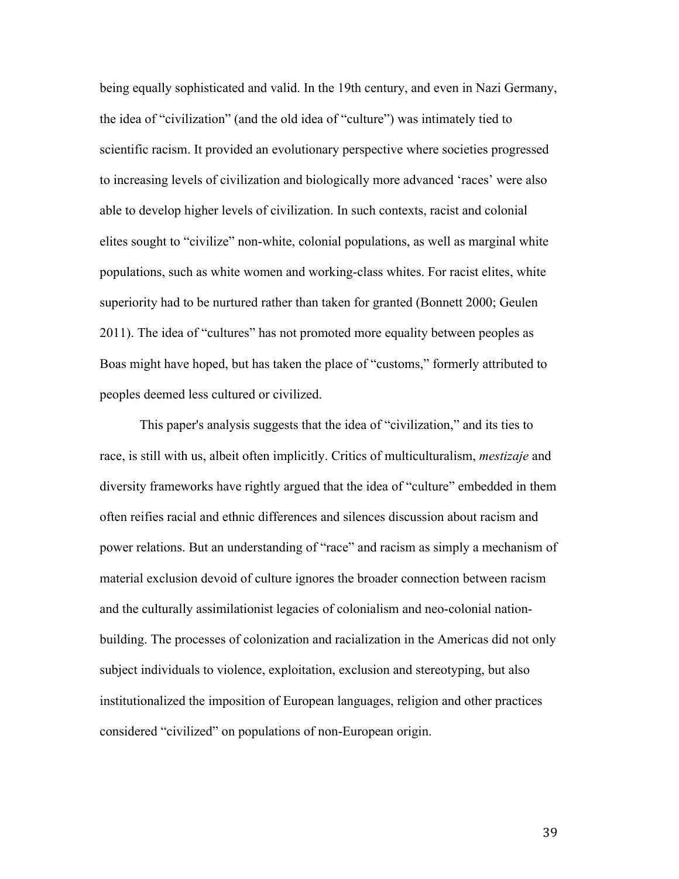being equally sophisticated and valid. In the 19th century, and even in Nazi Germany, the idea of "civilization" (and the old idea of "culture") was intimately tied to scientific racism. It provided an evolutionary perspective where societies progressed to increasing levels of civilization and biologically more advanced 'races' were also able to develop higher levels of civilization. In such contexts, racist and colonial elites sought to "civilize" non-white, colonial populations, as well as marginal white populations, such as white women and working-class whites. For racist elites, white superiority had to be nurtured rather than taken for granted (Bonnett 2000; Geulen 2011). The idea of "cultures" has not promoted more equality between peoples as Boas might have hoped, but has taken the place of "customs," formerly attributed to peoples deemed less cultured or civilized.

This paper's analysis suggests that the idea of "civilization," and its ties to race, is still with us, albeit often implicitly. Critics of multiculturalism, *mestizaje* and diversity frameworks have rightly argued that the idea of "culture" embedded in them often reifies racial and ethnic differences and silences discussion about racism and power relations. But an understanding of "race" and racism as simply a mechanism of material exclusion devoid of culture ignores the broader connection between racism and the culturally assimilationist legacies of colonialism and neo-colonial nation-building. The processes of colonization and racialization in the Americas did not only subject individuals to violence, exploitation, exclusion and stereotyping, but also institutionalized the imposition of European languages, religion and other practices considered "civilized" on populations of non-European origin.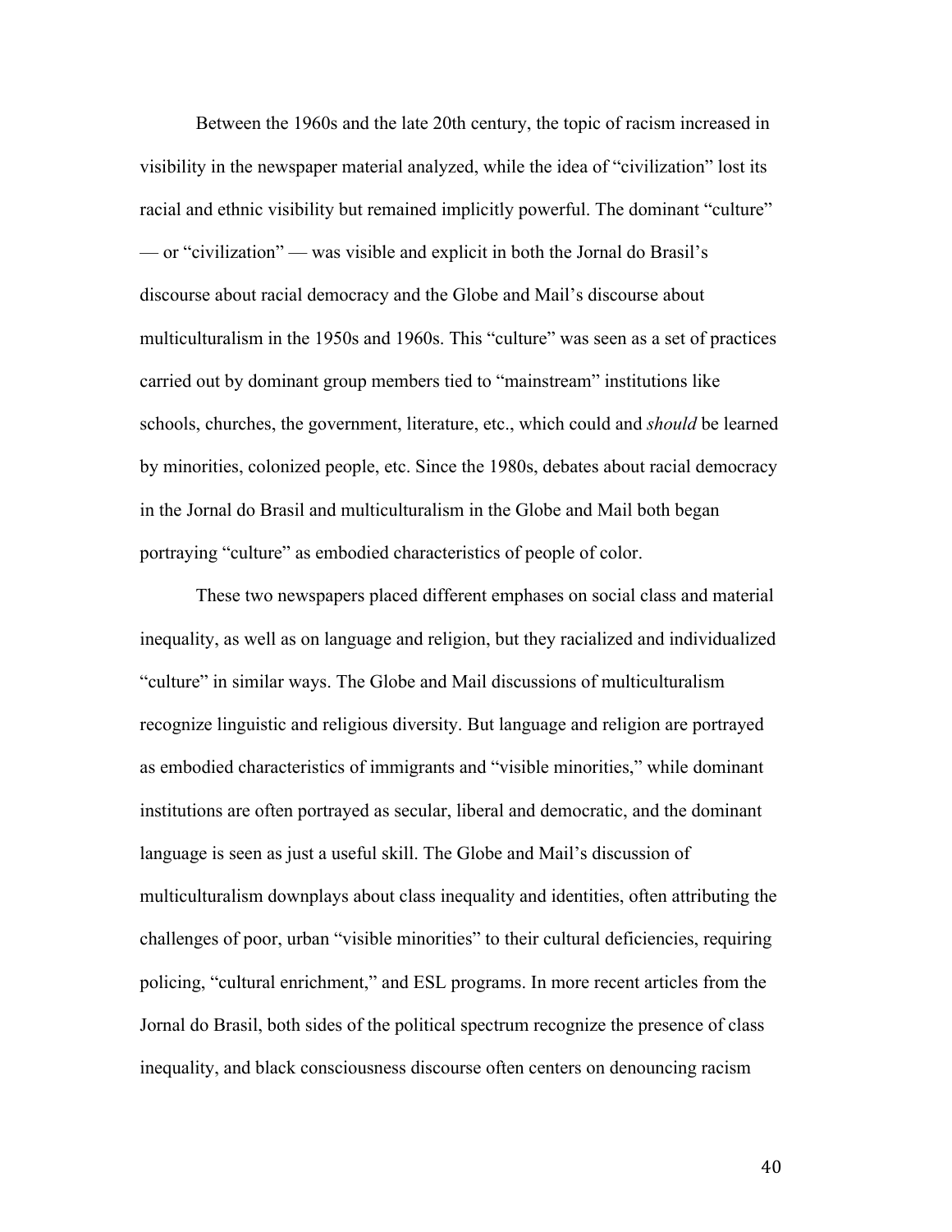Between the 1960s and the late 20th century, the topic of racism increased in visibility in the newspaper material analyzed, while the idea of "civilization" lost its racial and ethnic visibility but remained implicitly powerful. The dominant "culture" — or "civilization" — was visible and explicit in both the Jornal do Brasil's discourse about racial democracy and the Globe and Mail's discourse about multiculturalism in the 1950s and 1960s. This "culture" was seen as a set of practices carried out by dominant group members tied to "mainstream" institutions like schools, churches, the government, literature, etc., which could and *should* be learned by minorities, colonized people, etc. Since the 1980s, debates about racial democracy in the Jornal do Brasil and multiculturalism in the Globe and Mail both began portraying "culture" as embodied characteristics of people of color.

These two newspapers placed different emphases on social class and material inequality, as well as on language and religion, but they racialized and individualized "culture" in similar ways. The Globe and Mail discussions of multiculturalism recognize linguistic and religious diversity. But language and religion are portrayed as embodied characteristics of immigrants and "visible minorities," while dominant institutions are often portrayed as secular, liberal and democratic, and the dominant language is seen as just a useful skill. The Globe and Mail's discussion of multiculturalism downplays about class inequality and identities, often attributing the challenges of poor, urban "visible minorities" to their cultural deficiencies, requiring policing, "cultural enrichment," and ESL programs. In more recent articles from the Jornal do Brasil, both sides of the political spectrum recognize the presence of class inequality, and black consciousness discourse often centers on denouncing racism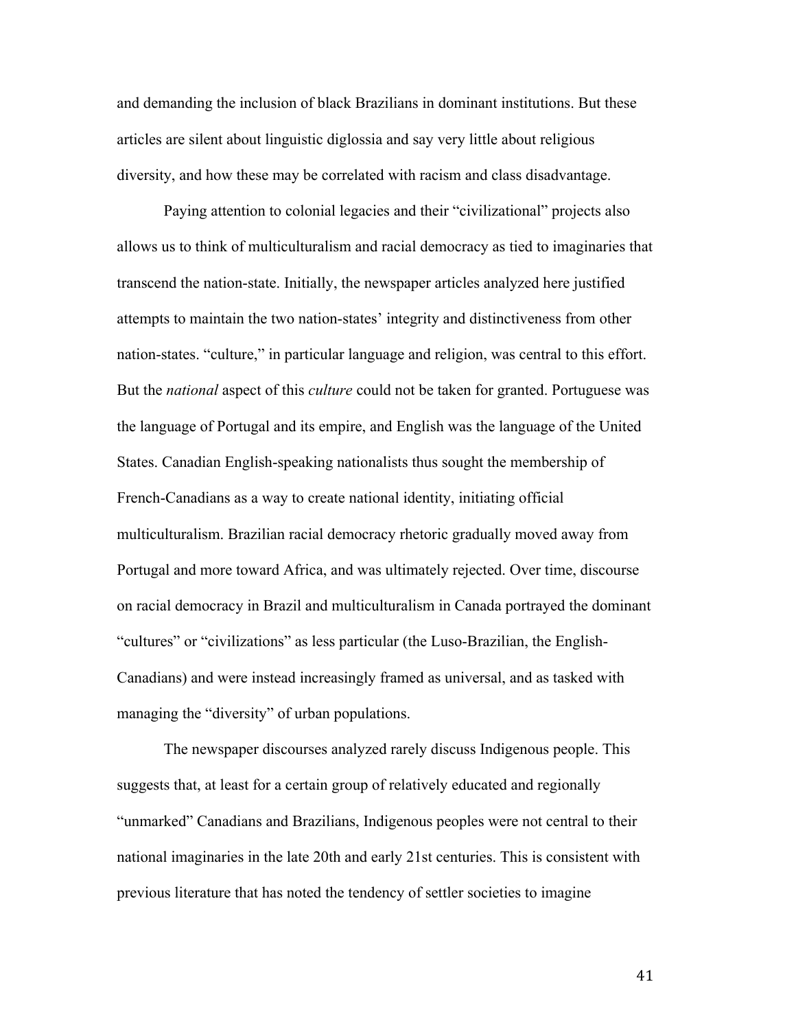and demanding the inclusion of black Brazilians in dominant institutions. But these articles are silent about linguistic diglossia and say very little about religious diversity, and how these may be correlated with racism and class disadvantage.

Paying attention to colonial legacies and their "civilizational" projects also allows us to think of multiculturalism and racial democracy as tied to imaginaries that transcend the nation-state. Initially, the newspaper articles analyzed here justified attempts to maintain the two nation-states' integrity and distinctiveness from other nation-states. "culture," in particular language and religion, was central to this effort. But the *national* aspect of this *culture* could not be taken for granted. Portuguese was the language of Portugal and its empire, and English was the language of the United States. Canadian English-speaking nationalists thus sought the membership of French-Canadians as a way to create national identity, initiating official multiculturalism. Brazilian racial democracy rhetoric gradually moved away from Portugal and more toward Africa, and was ultimately rejected. Over time, discourse on racial democracy in Brazil and multiculturalism in Canada portrayed the dominant "cultures" or "civilizations" as less particular (the Luso-Brazilian, the English-Canadians) and were instead increasingly framed as universal, and as tasked with managing the "diversity" of urban populations.

The newspaper discourses analyzed rarely discuss Indigenous people. This suggests that, at least for a certain group of relatively educated and regionally "unmarked" Canadians and Brazilians, Indigenous peoples were not central to their national imaginaries in the late 20th and early 21st centuries. This is consistent with previous literature that has noted the tendency of settler societies to imagine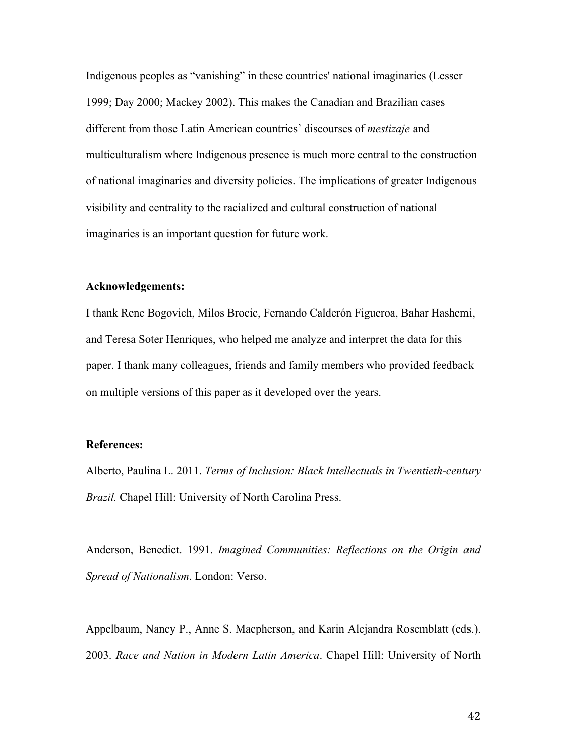Indigenous peoples as "vanishing" in these countries' national imaginaries (Lesser 1999; Day 2000; Mackey 2002). This makes the Canadian and Brazilian cases different from those Latin American countries' discourses of *mestizaje* and multiculturalism where Indigenous presence is much more central to the construction of national imaginaries and diversity policies. The implications of greater Indigenous visibility and centrality to the racialized and cultural construction of national imaginaries is an important question for future work.

**Acknowledgements:**

I thank Rene Bogovich, Milos Brocic, Fernando Calderón Figueroa, Bahar Hashemi, and Teresa Soter Henriques, who helped me analyze and interpret the data for this paper. I thank many colleagues, friends and family members who provided feedback on multiple versions of this paper as it developed over the years.

**References:**

Alberto, Paulina L. 2011. *Terms of Inclusion: Black Intellectuals in Twentieth-century Brazil.* Chapel Hill: University of North Carolina Press.

Anderson, Benedict. 1991. *Imagined Communities: Reflections on the Origin and Spread of Nationalism*. London: Verso.

Appelbaum, Nancy P., Anne S. Macpherson, and Karin Alejandra Rosemblatt (eds.). 2003. *Race and Nation in Modern Latin America*. Chapel Hill: University of North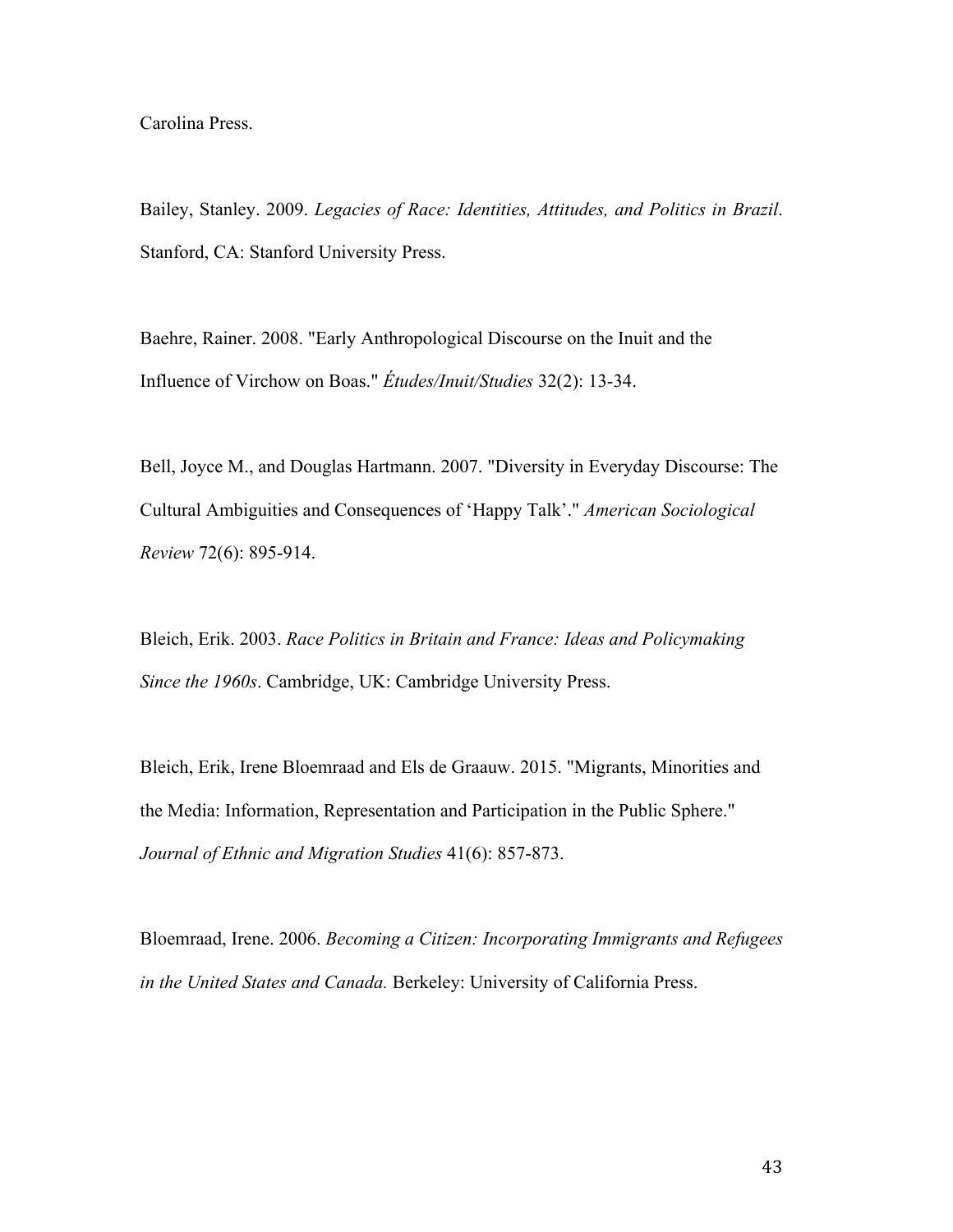Carolina Press.

Bailey, Stanley. 2009. *Legacies of Race: Identities, Attitudes, and Politics in Brazil*. Stanford, CA: Stanford University Press.

Baehre, Rainer. 2008. "Early Anthropological Discourse on the Inuit and the Influence of Virchow on Boas." *Études/Inuit/Studies* 32(2): 13-34.

Bell, Joyce M., and Douglas Hartmann. 2007. "Diversity in Everyday Discourse: The Cultural Ambiguities and Consequences of 'Happy Talk'." *American Sociological Review* 72(6): 895-914.

Bleich, Erik. 2003. *Race Politics in Britain and France: Ideas and Policymaking Since the 1960s*. Cambridge, UK: Cambridge University Press.

Bleich, Erik, Irene Bloemraad and Els de Graauw. 2015. "Migrants, Minorities and the Media: Information, Representation and Participation in the Public Sphere." *Journal of Ethnic and Migration Studies* 41(6): 857-873.

Bloemraad, Irene. 2006. *Becoming a Citizen: Incorporating Immigrants and Refugees in the United States and Canada.* Berkeley: University of California Press.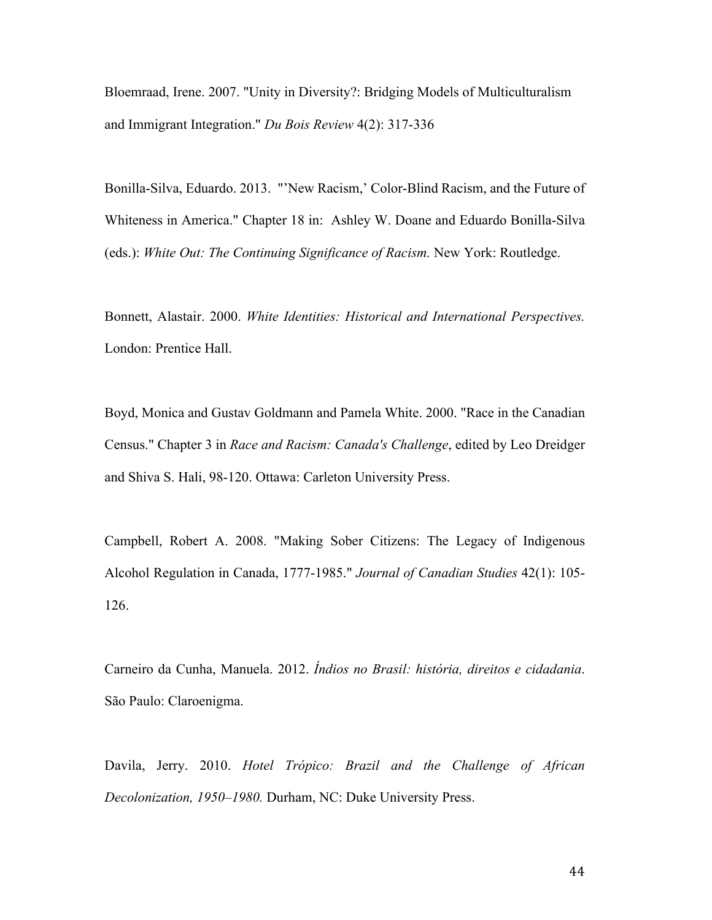Bloemraad, Irene. 2007. "Unity in Diversity?: Bridging Models of Multiculturalism and Immigrant Integration." *Du Bois Review* 4(2): 317-336

Bonilla-Silva, Eduardo. 2013. "'New Racism,' Color-Blind Racism, and the Future of Whiteness in America." Chapter 18 in: Ashley W. Doane and Eduardo Bonilla-Silva (eds.): *White Out: The Continuing Significance of Racism.* New York: Routledge.

Bonnett, Alastair. 2000. *White Identities: Historical and International Perspectives.* London: Prentice Hall.

Boyd, Monica and Gustav Goldmann and Pamela White. 2000. "Race in the Canadian Census." Chapter 3 in *Race and Racism: Canada's Challenge*, edited by Leo Dreidger and Shiva S. Hali, 98-120. Ottawa: Carleton University Press.

Campbell, Robert A. 2008. "Making Sober Citizens: The Legacy of Indigenous Alcohol Regulation in Canada, 1777-1985." *Journal of Canadian Studies* 42(1): 105-126.

Carneiro da Cunha, Manuela. 2012. *Índios no Brasil: história, direitos e cidadania*. São Paulo: Claroenigma.

Davila, Jerry. 2010. *Hotel Trópico: Brazil and the Challenge of African Decolonization, 1950–1980.* Durham, NC: Duke University Press.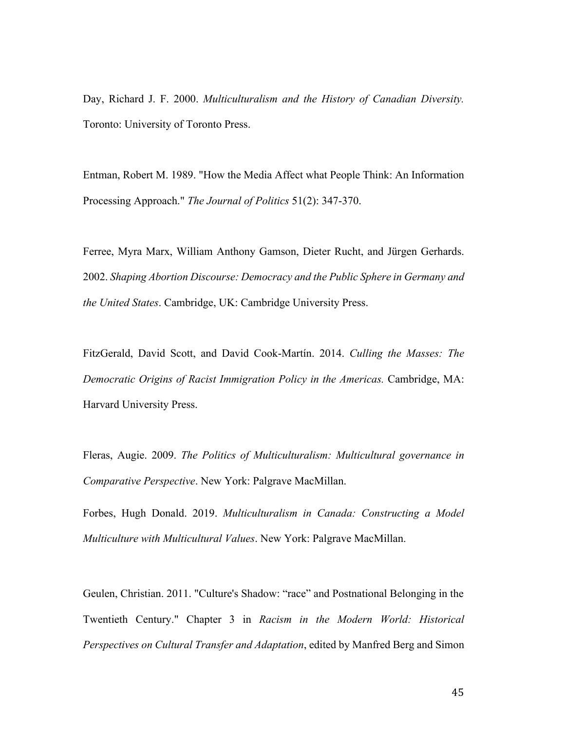Day, Richard J. F. 2000. *Multiculturalism and the History of Canadian Diversity.* Toronto: University of Toronto Press.

Entman, Robert M. 1989. "How the Media Affect what People Think: An Information Processing Approach." *The Journal of Politics* 51(2): 347-370.

Ferree, Myra Marx, William Anthony Gamson, Dieter Rucht, and Jürgen Gerhards. 2002. *Shaping Abortion Discourse: Democracy and the Public Sphere in Germany and the United States*. Cambridge, UK: Cambridge University Press.

FitzGerald, David Scott, and David Cook-Martín. 2014. *Culling the Masses: The Democratic Origins of Racist Immigration Policy in the Americas.* Cambridge, MA: Harvard University Press.

Fleras, Augie. 2009. *The Politics of Multiculturalism: Multicultural governance in Comparative Perspective*. New York: Palgrave MacMillan.

Forbes, Hugh Donald. 2019. *Multiculturalism in Canada: Constructing a Model Multiculture with Multicultural Values*. New York: Palgrave MacMillan.

Geulen, Christian. 2011. "Culture's Shadow: "race" and Postnational Belonging in the Twentieth Century." Chapter 3 in *Racism in the Modern World: Historical Perspectives on Cultural Transfer and Adaptation*, edited by Manfred Berg and Simon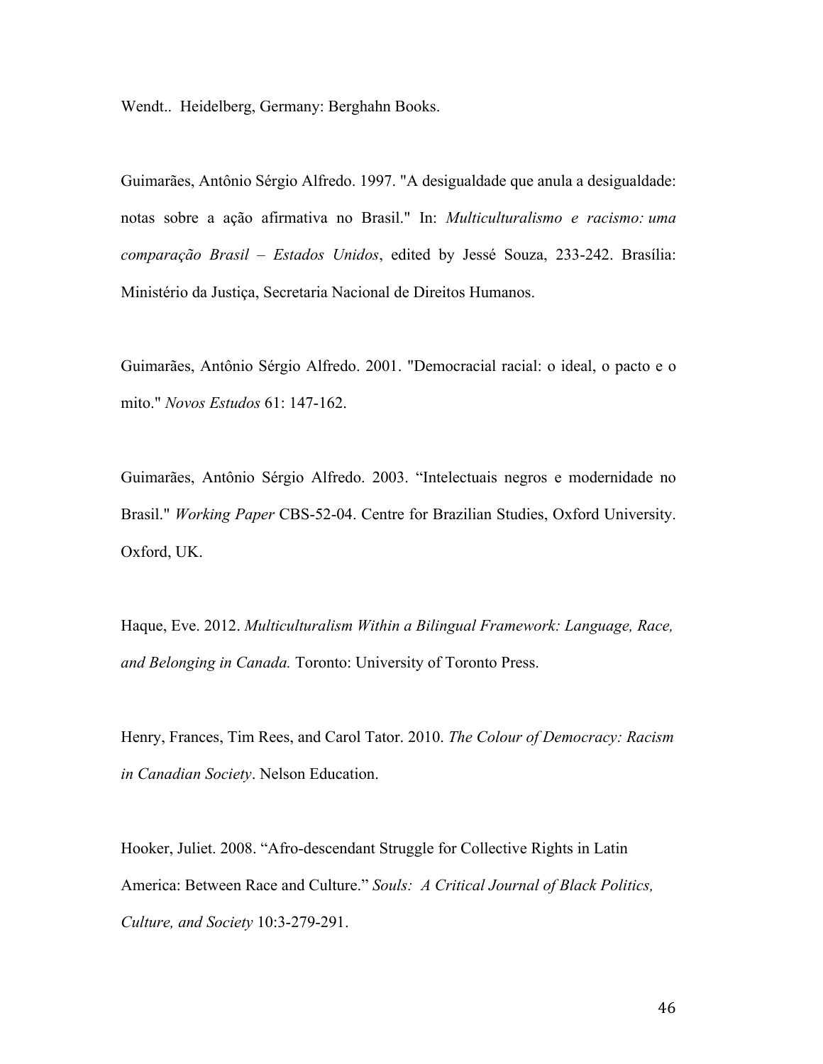Wendt.. Heidelberg, Germany: Berghahn Books.

Guimarães, Antônio Sérgio Alfredo. 1997. "A desigualdade que anula a desigualdade: notas sobre a ação afirmativa no Brasil." In: *Multiculturalismo e racismo: uma comparação Brasil – Estados Unidos*, edited by Jessé Souza, 233-242. Brasília: Ministério da Justiça, Secretaria Nacional de Direitos Humanos.

Guimarães, Antônio Sérgio Alfredo. 2001. "Democracial racial: o ideal, o pacto e o mito." *Novos Estudos* 61: 147-162.

Guimarães, Antônio Sérgio Alfredo. 2003. "Intelectuais negros e modernidade no Brasil." *Working Paper* CBS-52-04. Centre for Brazilian Studies, Oxford University. Oxford, UK.

Haque, Eve. 2012. *Multiculturalism Within a Bilingual Framework: Language, Race, and Belonging in Canada.* Toronto: University of Toronto Press.

Henry, Frances, Tim Rees, and Carol Tator. 2010. *The Colour of Democracy: Racism in Canadian Society*. Nelson Education.

Hooker, Juliet. 2008. "Afro-descendant Struggle for Collective Rights in Latin America: Between Race and Culture." *Souls: A Critical Journal of Black Politics, Culture, and Society* 10:3-279-291.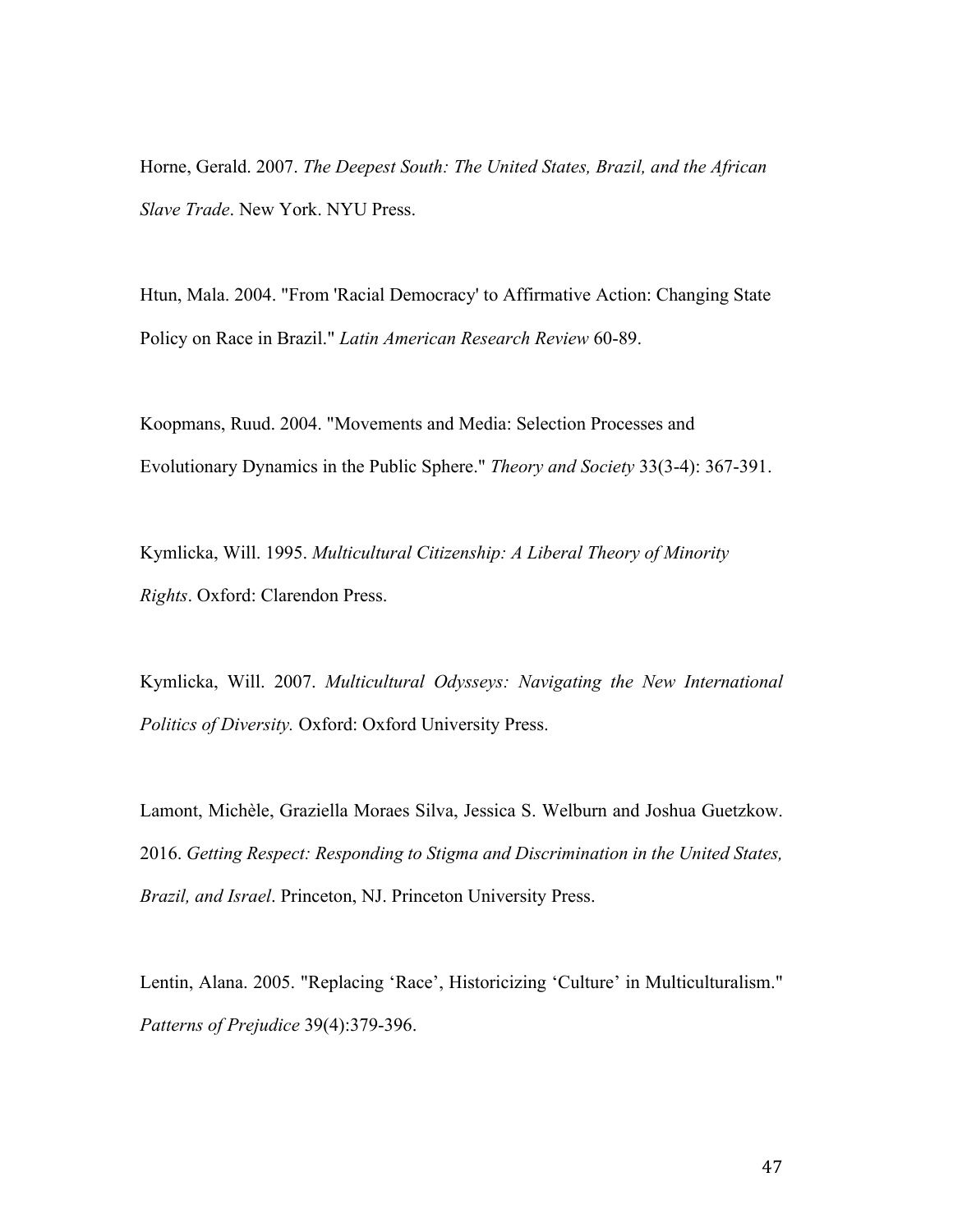Horne, Gerald. 2007. *The Deepest South: The United States, Brazil, and the African Slave Trade*. New York. NYU Press.

Htun, Mala. 2004. "From 'Racial Democracy' to Affirmative Action: Changing State Policy on Race in Brazil." *Latin American Research Review* 60-89.

Koopmans, Ruud. 2004. "Movements and Media: Selection Processes and Evolutionary Dynamics in the Public Sphere." *Theory and Society* 33(3-4): 367-391.

Kymlicka, Will. 1995. *Multicultural Citizenship: A Liberal Theory of Minority Rights*. Oxford: Clarendon Press.

Kymlicka, Will. 2007. *Multicultural Odysseys: Navigating the New International Politics of Diversity.* Oxford: Oxford University Press.

Lamont, Michèle, Graziella Moraes Silva, Jessica S. Welburn and Joshua Guetzkow. 2016. *Getting Respect: Responding to Stigma and Discrimination in the United States, Brazil, and Israel*. Princeton, NJ. Princeton University Press.

Lentin, Alana. 2005. "Replacing 'Race', Historicizing 'Culture' in Multiculturalism." *Patterns of Prejudice* 39(4):379-396.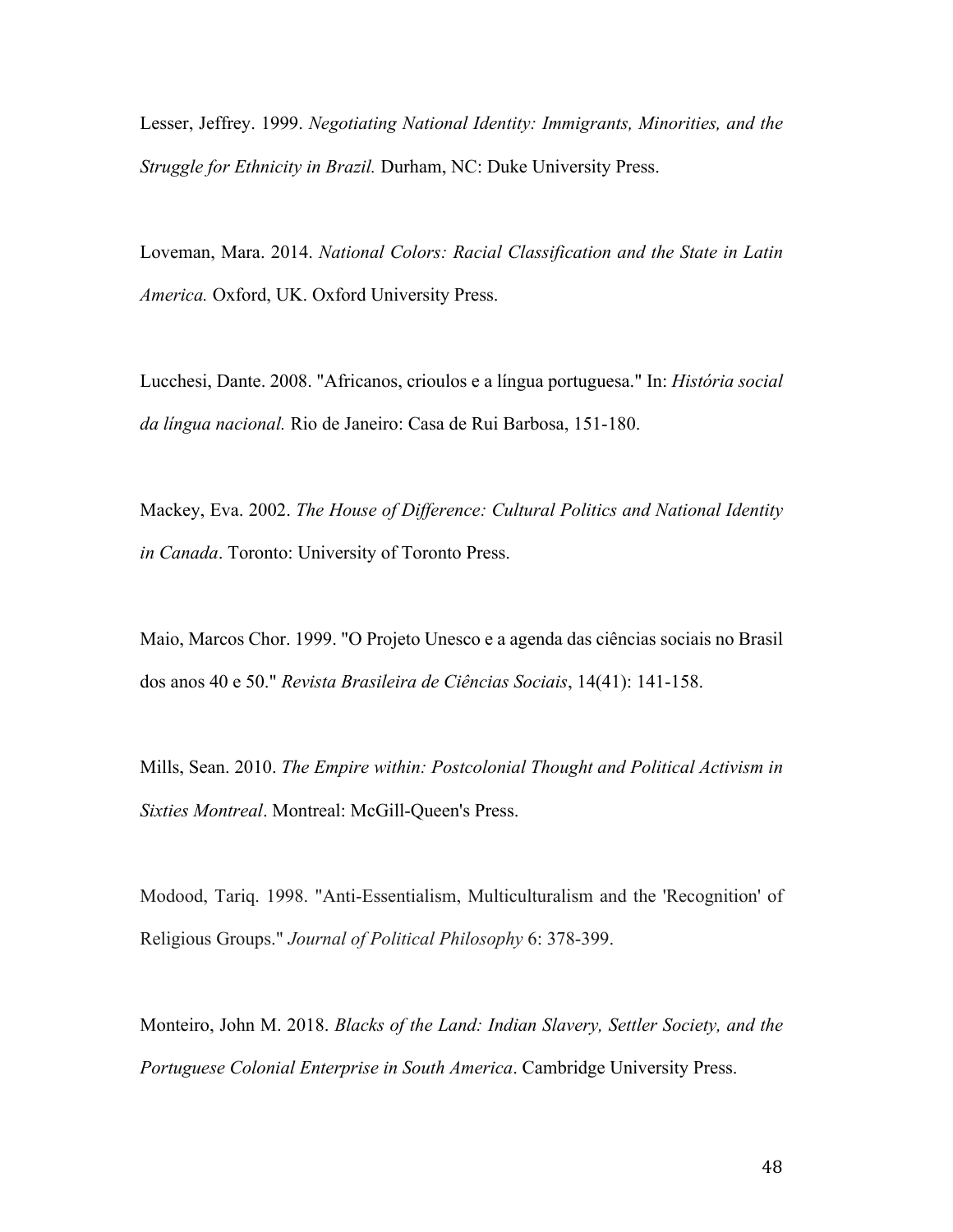Lesser, Jeffrey. 1999. *Negotiating National Identity: Immigrants, Minorities, and the Struggle for Ethnicity in Brazil.* Durham, NC: Duke University Press.

Loveman, Mara. 2014. *National Colors: Racial Classification and the State in Latin America.* Oxford, UK. Oxford University Press.

Lucchesi, Dante. 2008. "Africanos, crioulos e a língua portuguesa." In: *História social da língua nacional.* Rio de Janeiro: Casa de Rui Barbosa, 151-180.

Mackey, Eva. 2002. *The House of Difference: Cultural Politics and National Identity in Canada*. Toronto: University of Toronto Press.

Maio, Marcos Chor. 1999. "O Projeto Unesco e a agenda das ciências sociais no Brasil dos anos 40 e 50." *Revista Brasileira de Ciências Sociais*, 14(41): 141-158.

Mills, Sean. 2010. *The Empire within: Postcolonial Thought and Political Activism in Sixties Montreal*. Montreal: McGill-Queen's Press.

Modood, Tariq. 1998. "Anti-Essentialism, Multiculturalism and the 'Recognition' of Religious Groups." *Journal of Political Philosophy* 6: 378-399.

Monteiro, John M. 2018. *Blacks of the Land: Indian Slavery, Settler Society, and the Portuguese Colonial Enterprise in South America*. Cambridge University Press.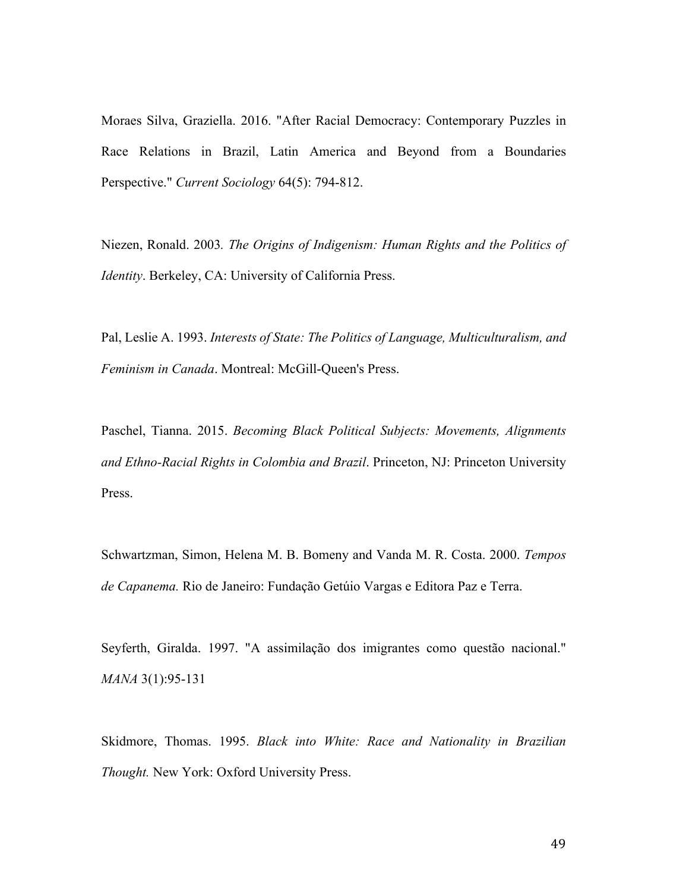Moraes Silva, Graziella. 2016. "After Racial Democracy: Contemporary Puzzles in Race Relations in Brazil, Latin America and Beyond from a Boundaries Perspective." *Current Sociology* 64(5): 794-812.

Niezen, Ronald. 2003. *The Origins of Indigenism: Human Rights and the Politics of Identity*. Berkeley, CA: University of California Press.

Pal, Leslie A. 1993. *Interests of State: The Politics of Language, Multiculturalism, and Feminism in Canada*. Montreal: McGill-Queen's Press.

Paschel, Tianna. 2015. *Becoming Black Political Subjects: Movements, Alignments and Ethno-Racial Rights in Colombia and Brazil*. Princeton, NJ: Princeton University Press.

Schwartzman, Simon, Helena M. B. Bomeny and Vanda M. R. Costa. 2000. *Tempos de Capanema.* Rio de Janeiro: Fundação Getúio Vargas e Editora Paz e Terra.

Seyferth, Giralda. 1997. "A assimilação dos imigrantes como questão nacional." *MANA* 3(1):95-131

Skidmore, Thomas. 1995. *Black into White: Race and Nationality in Brazilian Thought.* New York: Oxford University Press.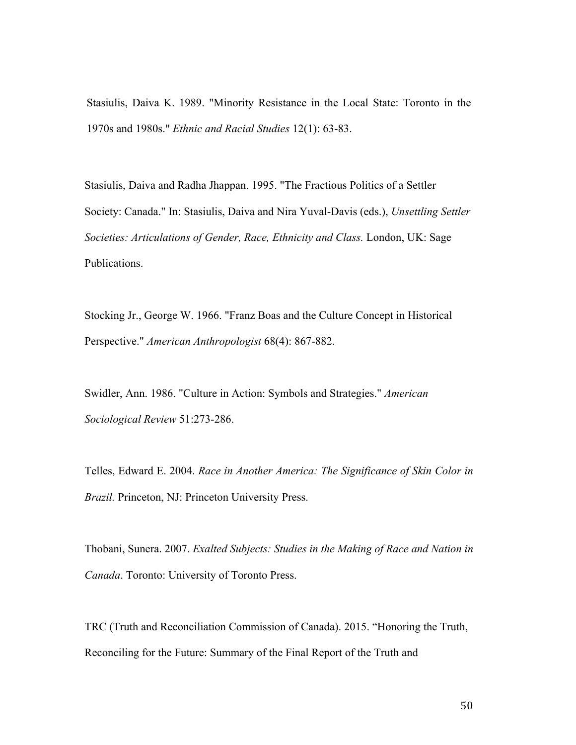Stasiulis, Daiva K. 1989. "Minority Resistance in the Local State: Toronto in the 1970s and 1980s." *Ethnic and Racial Studies* 12(1): 63-83.

Stasiulis, Daiva and Radha Jhappan. 1995. "The Fractious Politics of a Settler Society: Canada." In: Stasiulis, Daiva and Nira Yuval-Davis (eds.), *Unsettling Settler Societies: Articulations of Gender, Race, Ethnicity and Class.* London, UK: Sage Publications.

Stocking Jr., George W. 1966. "Franz Boas and the Culture Concept in Historical Perspective." *American Anthropologist* 68(4): 867-882.

Swidler, Ann. 1986. "Culture in Action: Symbols and Strategies." *American Sociological Review* 51:273-286.

Telles, Edward E. 2004. *Race in Another America: The Significance of Skin Color in Brazil.* Princeton, NJ: Princeton University Press.

Thobani, Sunera. 2007. *Exalted Subjects: Studies in the Making of Race and Nation in Canada*. Toronto: University of Toronto Press.

TRC (Truth and Reconciliation Commission of Canada). 2015. "Honoring the Truth, Reconciling for the Future: Summary of the Final Report of the Truth and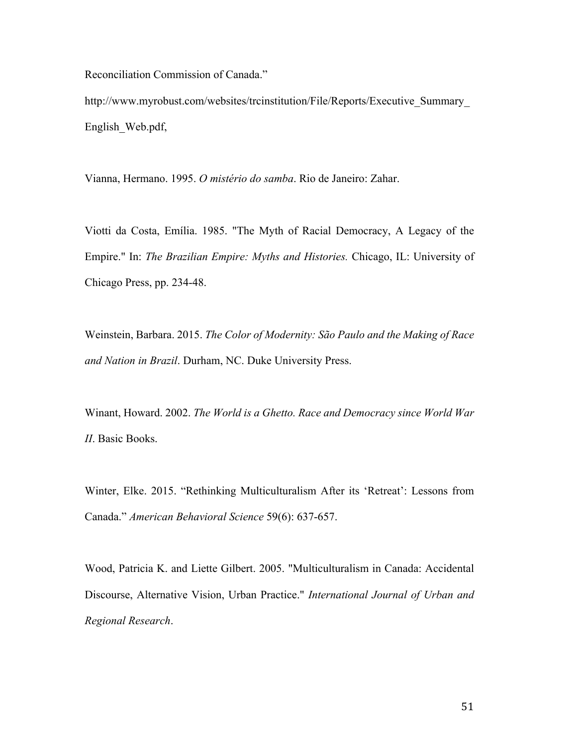Reconciliation Commission of Canada."

http://www.myrobust.com/websites/trcinstitution/File/Reports/Executive_Summary_English_Web.pdf,

Vianna, Hermano. 1995. *O mistério do samba*. Rio de Janeiro: Zahar.

Viotti da Costa, Emília. 1985. "The Myth of Racial Democracy, A Legacy of the Empire." In: *The Brazilian Empire: Myths and Histories.* Chicago, IL: University of Chicago Press, pp. 234-48.

Weinstein, Barbara. 2015. *The Color of Modernity: São Paulo and the Making of Race and Nation in Brazil*. Durham, NC. Duke University Press.

Winant, Howard. 2002. *The World is a Ghetto. Race and Democracy since World War II*. Basic Books.

Winter, Elke. 2015. "Rethinking Multiculturalism After its 'Retreat': Lessons from Canada." *American Behavioral Science* 59(6): 637-657.

Wood, Patricia K. and Liette Gilbert. 2005. "Multiculturalism in Canada: Accidental Discourse, Alternative Vision, Urban Practice." *International Journal of Urban and Regional Research*.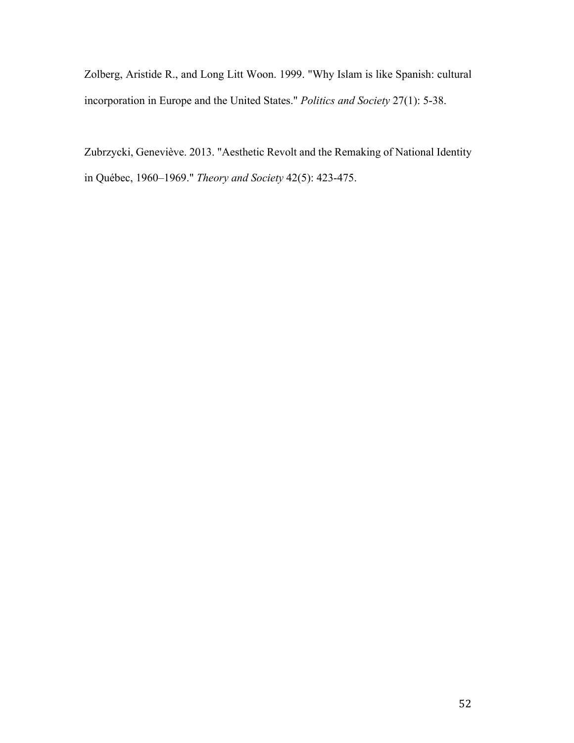Zolberg, Aristide R., and Long Litt Woon. 1999. "Why Islam is like Spanish: cultural incorporation in Europe and the United States." *Politics and Society* 27(1): 5-38.

Zubrzycki, Geneviève. 2013. "Aesthetic Revolt and the Remaking of National Identity in Québec, 1960–1969." *Theory and Society* 42(5): 423-475.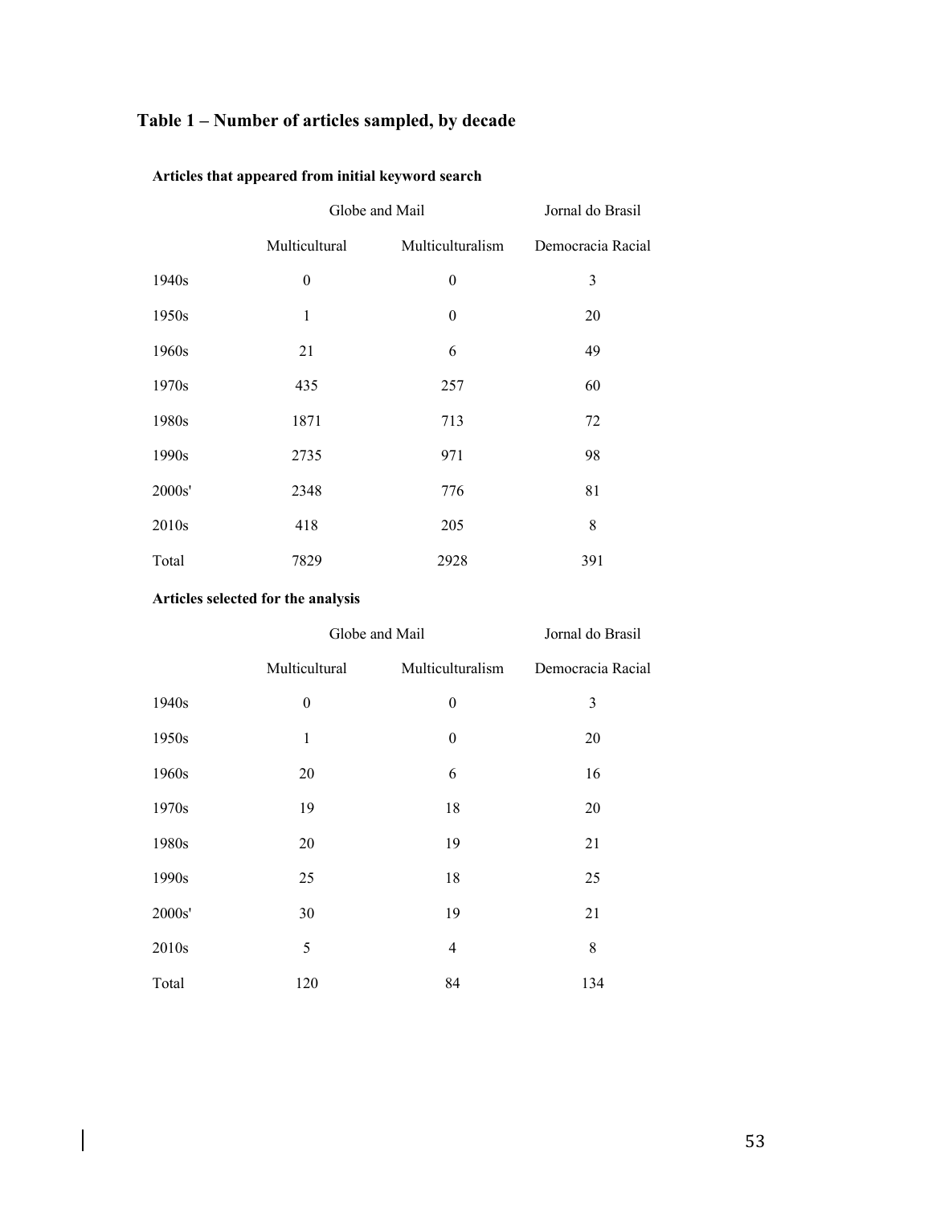# Table 1 – Number of articles sampled, by decade

**Articles that appeared from initial keyword search**

| | Globe and Mail | | Jornal do Brasil |
|---|---|---|---|
| | Multicultural | Multiculturalism | Democracia Racial |
| 1940s | 0 | 0 | 3 |
| 1950s | 1 | 0 | 20 |
| 1960s | 21 | 6 | 49 |
| 1970s | 435 | 257 | 60 |
| 1980s | 1871 | 713 | 72 |
| 1990s | 2735 | 971 | 98 |
| 2000s' | 2348 | 776 | 81 |
| 2010s | 418 | 205 | 8 |
| Total | 7829 | 2928 | 391 |

**Articles selected for the analysis**

| | Globe and Mail | | Jornal do Brasil |
|---|---|---|---|
| | Multicultural | Multiculturalism | Democracia Racial |
| 1940s | 0 | 0 | 3 |
| 1950s | 1 | 0 | 20 |
| 1960s | 20 | 6 | 16 |
| 1970s | 19 | 18 | 20 |
| 1980s | 20 | 19 | 21 |
| 1990s | 25 | 18 | 25 |
| 2000s' | 30 | 19 | 21 |
| 2010s | 5 | 4 | 8 |
| Total | 120 | 84 | 134 |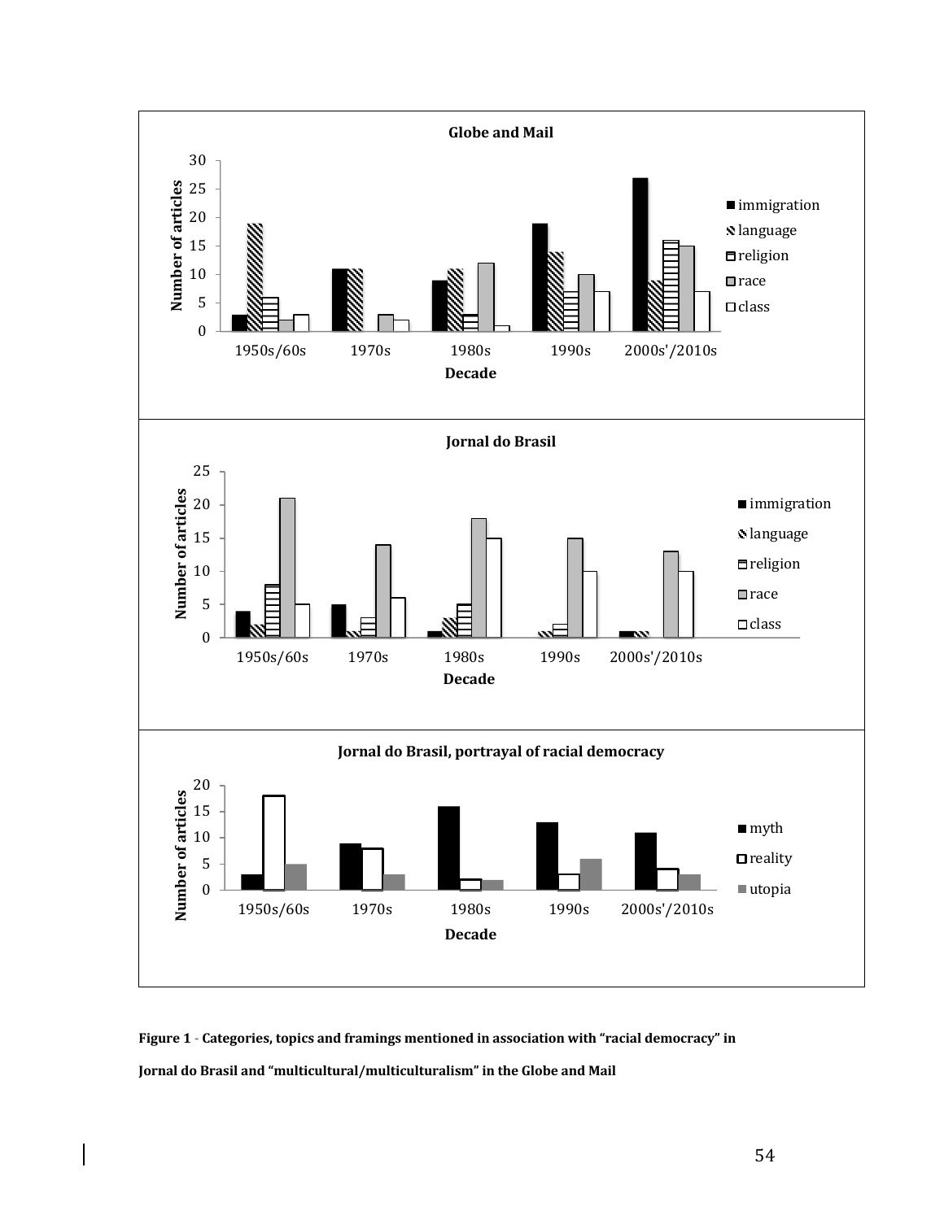**Globe and Mail**

Number of articles

30
25
20
15
10
5
0

1950s/60s
1970s
1980s
1990s
2000s'/2010s

Decade

immigration
language
religion
race
class

**Jornal do Brasil**

Number of articles

25
20
15
10
5
0

1950s/60s
1970s
1980s
1990s
2000s'/2010s

Decade

immigration
language
religion
race
class

**Jornal do Brasil, portrayal of racial democracy**

Number of articles

20
15
10
5
0

1950s/60s
1970s
1980s
1990s
2000s'/2010s

Decade

myth
reality
utopia

**Figure 1 - Categories, topics and framings mentioned in association with "racial democracy" in Jornal do Brasil and "multicultural/multiculturalism" in the Globe and Mail**